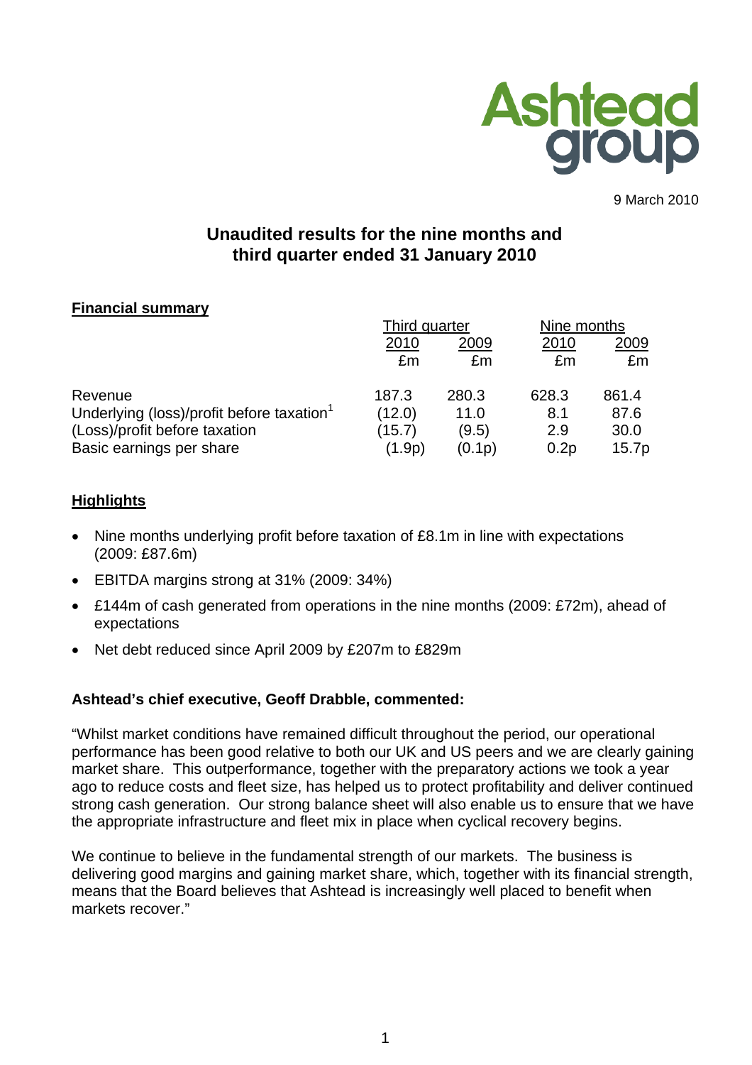9 March 2010

# Unaudited results for the nine months and third quarter ended 31 January 2010

## Financial summary

| | Third quarter | | Nine months | |
|---|---|---|---|---|
| | 2010 | 2009 | 2010 | 2009 |
| | £m | £m | £m | £m |
| Revenue | 187.3 | 280.3 | 628.3 | 861.4 |
| Underlying (loss)/profit before taxation[1] | (12.0) | 11.0 | 8.1 | 87.6 |
| (Loss)/profit before taxation | (15.7) | (9.5) | 2.9 | 30.0 |
| Basic earnings per share | (1.9p) | (0.1p) | 0.2p | 15.7p |

## Highlights

- Nine months underlying profit before taxation of £8.1m in line with expectations (2009: £87.6m)
- EBITDA margins strong at 31% (2009: 34%)
- £144m of cash generated from operations in the nine months (2009: £72m), ahead of expectations
- Net debt reduced since April 2009 by £207m to £829m

**Ashtead's chief executive, Geoff Drabble, commented:**

"Whilst market conditions have remained difficult throughout the period, our operational performance has been good relative to both our UK and US peers and we are clearly gaining market share. This outperformance, together with the preparatory actions we took a year ago to reduce costs and fleet size, has helped us to protect profitability and deliver continued strong cash generation. Our strong balance sheet will also enable us to ensure that we have the appropriate infrastructure and fleet mix in place when cyclical recovery begins.

We continue to believe in the fundamental strength of our markets. The business is delivering good margins and gaining market share, which, together with its financial strength, means that the Board believes that Ashtead is increasingly well placed to benefit when markets recover."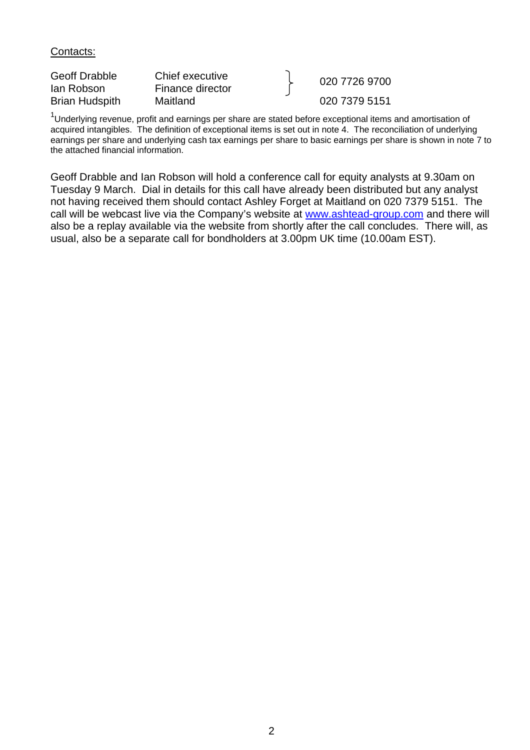Contacts:

| | | |
|---|---|---|
| Geoff Drabble | Chief executive | 020 7726 9700 |
| Ian Robson | Finance director | 020 7726 9700 |
| Brian Hudspith | Maitland | 020 7379 5151 |

[1]Underlying revenue, profit and earnings per share are stated before exceptional items and amortisation of acquired intangibles. The definition of exceptional items is set out in note 4. The reconciliation of underlying earnings per share and underlying cash tax earnings per share to basic earnings per share is shown in note 7 to the attached financial information.

Geoff Drabble and Ian Robson will hold a conference call for equity analysts at 9.30am on Tuesday 9 March. Dial in details for this call have already been distributed but any analyst not having received them should contact Ashley Forget at Maitland on 020 7379 5151. The call will be webcast live via the Company's website at www.ashtead-group.com and there will also be a replay available via the website from shortly after the call concludes. There will, as usual, also be a separate call for bondholders at 3.00pm UK time (10.00am EST).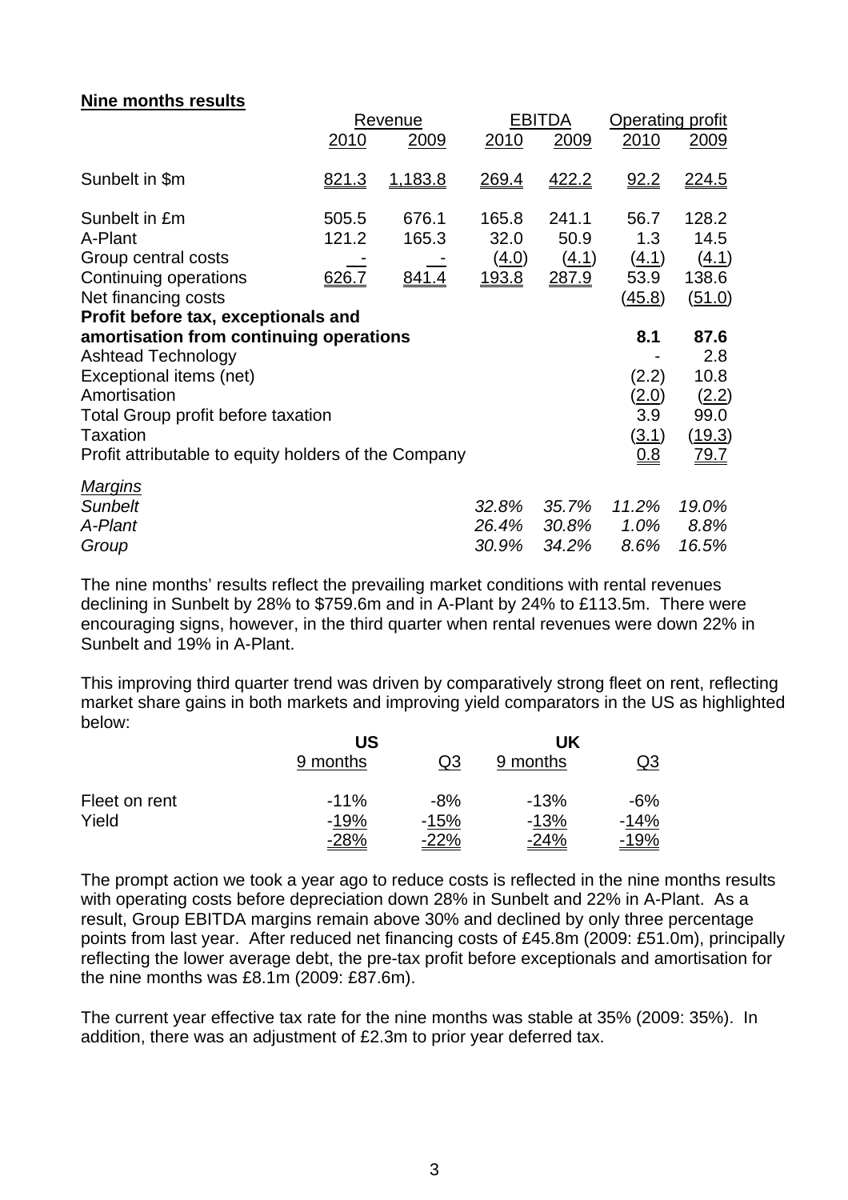**Nine months results**

| | Revenue | | EBITDA | | Operating profit | |
|---|---|---|---|---|---|---|
| | 2010 | 2009 | 2010 | 2009 | 2010 | 2009 |
| Sunbelt in $m | 821.3 | 1,183.8 | 269.4 | 422.2 | 92.2 | 224.5 |
| Sunbelt in £m | 505.5 | 676.1 | 165.8 | 241.1 | 56.7 | 128.2 |
| A-Plant | 121.2 | 165.3 | 32.0 | 50.9 | 1.3 | 14.5 |
| Group central costs | - | - | (4.0) | (4.1) | (4.1) | (4.1) |
| Continuing operations | 626.7 | 841.4 | 193.8 | 287.9 | 53.9 | 138.6 |
| Net financing costs | | | | | (45.8) | (51.0) |
| **Profit before tax, exceptionals and amortisation from continuing operations** | | | | | **8.1** | **87.6** |
| Ashtead Technology | | | | | - | 2.8 |
| Exceptional items (net) | | | | | (2.2) | 10.8 |
| Amortisation | | | | | (2.0) | (2.2) |
| Total Group profit before taxation | | | | | 3.9 | 99.0 |
| Taxation | | | | | (3.1) | (19.3) |
| Profit attributable to equity holders of the Company | | | | | 0.8 | 79.7 |
| *Margins* | | | | | | |
| *Sunbelt* | | | *32.8%* | *35.7%* | *11.2%* | *19.0%* |
| *A-Plant* | | | *26.4%* | *30.8%* | *1.0%* | *8.8%* |
| *Group* | | | *30.9%* | *34.2%* | *8.6%* | *16.5%* |

The nine months' results reflect the prevailing market conditions with rental revenues declining in Sunbelt by 28% to $759.6m and in A-Plant by 24% to £113.5m. There were encouraging signs, however, in the third quarter when rental revenues were down 22% in Sunbelt and 19% in A-Plant.

This improving third quarter trend was driven by comparatively strong fleet on rent, reflecting market share gains in both markets and improving yield comparators in the US as highlighted below:

| | **US** | | **UK** | |
|---|---|---|---|---|
| | 9 months | Q3 | 9 months | Q3 |
| Fleet on rent | -11% | -8% | -13% | -6% |
| Yield | -19% | -15% | -13% | -14% |
| | -28% | -22% | -24% | -19% |

The prompt action we took a year ago to reduce costs is reflected in the nine months results with operating costs before depreciation down 28% in Sunbelt and 22% in A-Plant. As a result, Group EBITDA margins remain above 30% and declined by only three percentage points from last year. After reduced net financing costs of £45.8m (2009: £51.0m), principally reflecting the lower average debt, the pre-tax profit before exceptionals and amortisation for the nine months was £8.1m (2009: £87.6m).

The current year effective tax rate for the nine months was stable at 35% (2009: 35%). In addition, there was an adjustment of £2.3m to prior year deferred tax.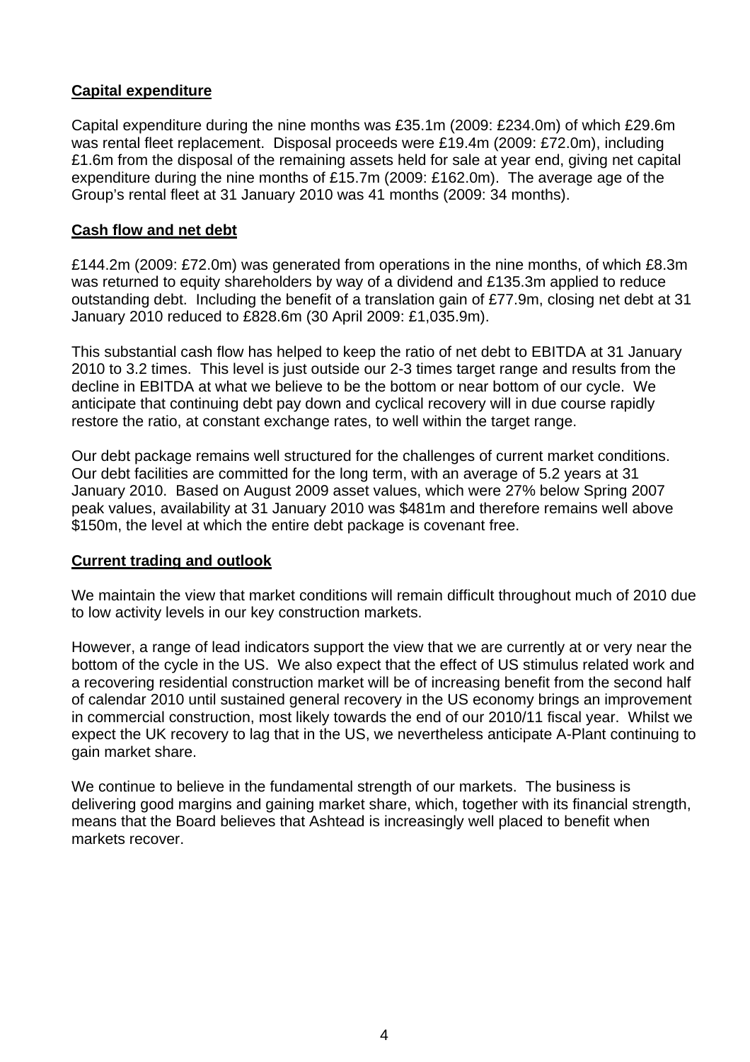**Capital expenditure**

Capital expenditure during the nine months was £35.1m (2009: £234.0m) of which £29.6m was rental fleet replacement. Disposal proceeds were £19.4m (2009: £72.0m), including £1.6m from the disposal of the remaining assets held for sale at year end, giving net capital expenditure during the nine months of £15.7m (2009: £162.0m). The average age of the Group's rental fleet at 31 January 2010 was 41 months (2009: 34 months).

**Cash flow and net debt**

£144.2m (2009: £72.0m) was generated from operations in the nine months, of which £8.3m was returned to equity shareholders by way of a dividend and £135.3m applied to reduce outstanding debt. Including the benefit of a translation gain of £77.9m, closing net debt at 31 January 2010 reduced to £828.6m (30 April 2009: £1,035.9m).

This substantial cash flow has helped to keep the ratio of net debt to EBITDA at 31 January 2010 to 3.2 times. This level is just outside our 2-3 times target range and results from the decline in EBITDA at what we believe to be the bottom or near bottom of our cycle. We anticipate that continuing debt pay down and cyclical recovery will in due course rapidly restore the ratio, at constant exchange rates, to well within the target range.

Our debt package remains well structured for the challenges of current market conditions. Our debt facilities are committed for the long term, with an average of 5.2 years at 31 January 2010. Based on August 2009 asset values, which were 27% below Spring 2007 peak values, availability at 31 January 2010 was $481m and therefore remains well above $150m, the level at which the entire debt package is covenant free.

**Current trading and outlook**

We maintain the view that market conditions will remain difficult throughout much of 2010 due to low activity levels in our key construction markets.

However, a range of lead indicators support the view that we are currently at or very near the bottom of the cycle in the US. We also expect that the effect of US stimulus related work and a recovering residential construction market will be of increasing benefit from the second half of calendar 2010 until sustained general recovery in the US economy brings an improvement in commercial construction, most likely towards the end of our 2010/11 fiscal year. Whilst we expect the UK recovery to lag that in the US, we nevertheless anticipate A-Plant continuing to gain market share.

We continue to believe in the fundamental strength of our markets. The business is delivering good margins and gaining market share, which, together with its financial strength, means that the Board believes that Ashtead is increasingly well placed to benefit when markets recover.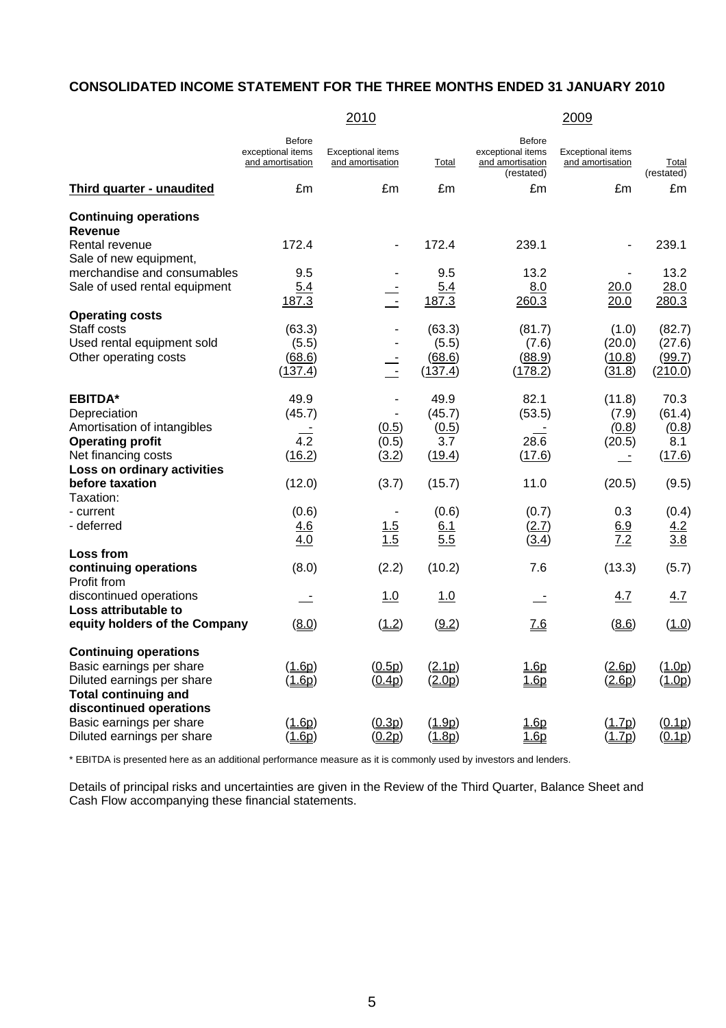## CONSOLIDATED INCOME STATEMENT FOR THE THREE MONTHS ENDED 31 JANUARY 2010

| | 2010 | | | 2009 | | |
|---|---|---|---|---|---|---|
| | Before exceptional items and amortisation | Exceptional items and amortisation | Total | Before exceptional items and amortisation (restated) | Exceptional items and amortisation | Total (restated) |
| **Third quarter - unaudited** | £m | £m | £m | £m | £m | £m |
| **Continuing operations** | | | | | | |
| **Revenue** | | | | | | |
| Rental revenue | 172.4 | - | 172.4 | 239.1 | - | 239.1 |
| Sale of new equipment, merchandise and consumables | 9.5 | - | 9.5 | 13.2 | - | 13.2 |
| Sale of used rental equipment | 5.4 | - | 5.4 | 8.0 | 20.0 | 28.0 |
| | 187.3 | - | 187.3 | 260.3 | 20.0 | 280.3 |
| **Operating costs** | | | | | | |
| Staff costs | (63.3) | - | (63.3) | (81.7) | (1.0) | (82.7) |
| Used rental equipment sold | (5.5) | - | (5.5) | (7.6) | (20.0) | (27.6) |
| Other operating costs | (68.6) | - | (68.6) | (88.9) | (10.8) | (99.7) |
| | (137.4) | - | (137.4) | (178.2) | (31.8) | (210.0) |
| **EBITDA*** | 49.9 | - | 49.9 | 82.1 | (11.8) | 70.3 |
| Depreciation | (45.7) | - | (45.7) | (53.5) | (7.9) | (61.4) |
| Amortisation of intangibles | - | (0.5) | (0.5) | - | (0.8) | (0.8) |
| **Operating profit** | 4.2 | (0.5) | 3.7 | 28.6 | (20.5) | 8.1 |
| Net financing costs | (16.2) | (3.2) | (19.4) | (17.6) | - | (17.6) |
| **Loss on ordinary activities before taxation** | (12.0) | (3.7) | (15.7) | 11.0 | (20.5) | (9.5) |
| Taxation: | | | | | | |
| - current | (0.6) | - | (0.6) | (0.7) | 0.3 | (0.4) |
| - deferred | 4.6 | 1.5 | 6.1 | (2.7) | 6.9 | 4.2 |
| | 4.0 | 1.5 | 5.5 | (3.4) | 7.2 | 3.8 |
| **Loss from continuing operations** | (8.0) | (2.2) | (10.2) | 7.6 | (13.3) | (5.7) |
| Profit from discontinued operations | - | 1.0 | 1.0 | - | 4.7 | 4.7 |
| **Loss attributable to equity holders of the Company** | (8.0) | (1.2) | (9.2) | 7.6 | (8.6) | (1.0) |
| **Continuing operations** | | | | | | |
| Basic earnings per share | (1.6p) | (0.5p) | (2.1p) | 1.6p | (2.6p) | (1.0p) |
| Diluted earnings per share | (1.6p) | (0.4p) | (2.0p) | 1.6p | (2.6p) | (1.0p) |
| **Total continuing and discontinued operations** | | | | | | |
| Basic earnings per share | (1.6p) | (0.3p) | (1.9p) | 1.6p | (1.7p) | (0.1p) |
| Diluted earnings per share | (1.6p) | (0.2p) | (1.8p) | 1.6p | (1.7p) | (0.1p) |

* EBITDA is presented here as an additional performance measure as it is commonly used by investors and lenders.

Details of principal risks and uncertainties are given in the Review of the Third Quarter, Balance Sheet and Cash Flow accompanying these financial statements.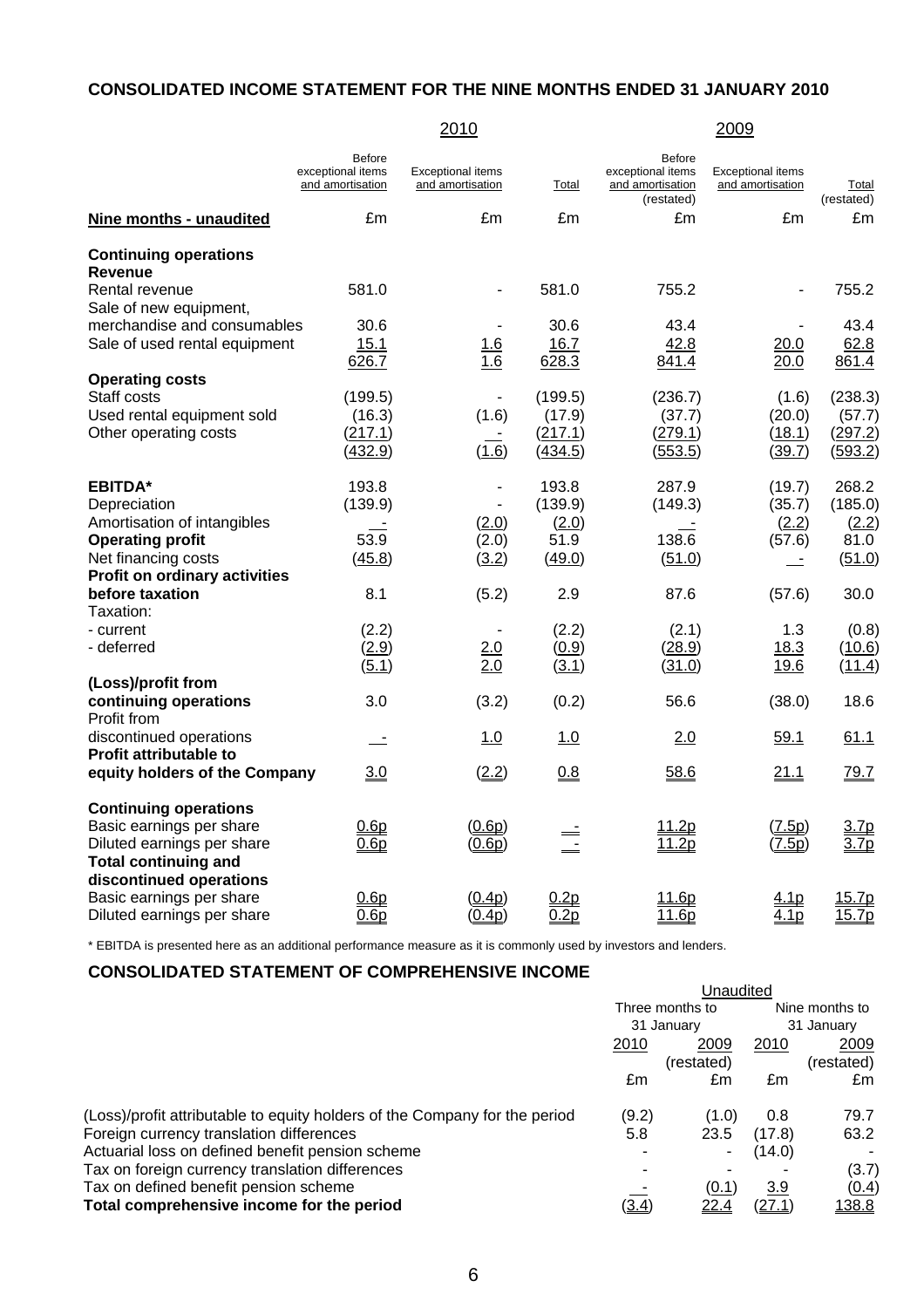## CONSOLIDATED INCOME STATEMENT FOR THE NINE MONTHS ENDED 31 JANUARY 2010

| | 2010 | | | 2009 | | |
|---|---|---|---|---|---|---|
| | Before exceptional items and amortisation | Exceptional items and amortisation | Total | Before exceptional items and amortisation (restated) | Exceptional items and amortisation | Total (restated) |
| **Nine months - unaudited** | £m | £m | £m | £m | £m | £m |
| **Continuing operations** | | | | | | |
| **Revenue** | | | | | | |
| Rental revenue | 581.0 | - | 581.0 | 755.2 | - | 755.2 |
| Sale of new equipment, merchandise and consumables | 30.6 | - | 30.6 | 43.4 | - | 43.4 |
| Sale of used rental equipment | 15.1 | 1.6 | 16.7 | 42.8 | 20.0 | 62.8 |
| | 626.7 | 1.6 | 628.3 | 841.4 | 20.0 | 861.4 |
| **Operating costs** | | | | | | |
| Staff costs | (199.5) | - | (199.5) | (236.7) | (1.6) | (238.3) |
| Used rental equipment sold | (16.3) | (1.6) | (17.9) | (37.7) | (20.0) | (57.7) |
| Other operating costs | (217.1) | - | (217.1) | (279.1) | (18.1) | (297.2) |
| | (432.9) | (1.6) | (434.5) | (553.5) | (39.7) | (593.2) |
| **EBITDA*** | 193.8 | - | 193.8 | 287.9 | (19.7) | 268.2 |
| Depreciation | (139.9) | - | (139.9) | (149.3) | (35.7) | (185.0) |
| Amortisation of intangibles | - | (2.0) | (2.0) | - | (2.2) | (2.2) |
| **Operating profit** | 53.9 | (2.0) | 51.9 | 138.6 | (57.6) | 81.0 |
| Net financing costs | (45.8) | (3.2) | (49.0) | (51.0) | - | (51.0) |
| **Profit on ordinary activities before taxation** | 8.1 | (5.2) | 2.9 | 87.6 | (57.6) | 30.0 |
| Taxation: | | | | | | |
| - current | (2.2) | - | (2.2) | (2.1) | 1.3 | (0.8) |
| - deferred | (2.9) | 2.0 | (0.9) | (28.9) | 18.3 | (10.6) |
| | (5.1) | 2.0 | (3.1) | (31.0) | 19.6 | (11.4) |
| **(Loss)/profit from continuing operations** | 3.0 | (3.2) | (0.2) | 56.6 | (38.0) | 18.6 |
| Profit from discontinued operations | - | 1.0 | 1.0 | 2.0 | 59.1 | 61.1 |
| **Profit attributable to equity holders of the Company** | 3.0 | (2.2) | 0.8 | 58.6 | 21.1 | 79.7 |
| **Continuing operations** | | | | | | |
| Basic earnings per share | 0.6p | (0.6p) | - | 11.2p | (7.5p) | 3.7p |
| Diluted earnings per share | 0.6p | (0.6p) | - | 11.2p | (7.5p) | 3.7p |
| **Total continuing and discontinued operations** | | | | | | |
| Basic earnings per share | 0.6p | (0.4p) | 0.2p | 11.6p | 4.1p | 15.7p |
| Diluted earnings per share | 0.6p | (0.4p) | 0.2p | 11.6p | 4.1p | 15.7p |

* EBITDA is presented here as an additional performance measure as it is commonly used by investors and lenders.

## CONSOLIDATED STATEMENT OF COMPREHENSIVE INCOME

| | Unaudited | | | |
|---|---|---|---|---|
| | Three months to 31 January | | Nine months to 31 January | |
| | 2010 | 2009 (restated) | 2010 | 2009 (restated) |
| | £m | £m | £m | £m |
| (Loss)/profit attributable to equity holders of the Company for the period | (9.2) | (1.0) | 0.8 | 79.7 |
| Foreign currency translation differences | 5.8 | 23.5 | (17.8) | 63.2 |
| Actuarial loss on defined benefit pension scheme | - | - | (14.0) | - |
| Tax on foreign currency translation differences | - | - | - | (3.7) |
| Tax on defined benefit pension scheme | - | (0.1) | 3.9 | (0.4) |
| **Total comprehensive income for the period** | (3.4) | 22.4 | (27.1) | 138.8 |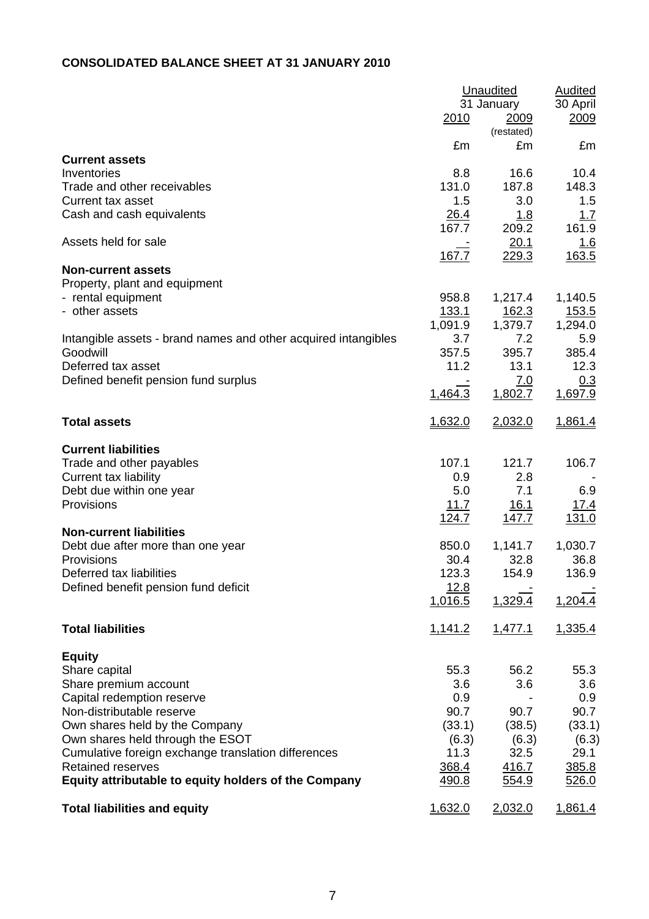## CONSOLIDATED BALANCE SHEET AT 31 JANUARY 2010

| | Unaudited | | Audited |
|---|---|---|---|
| | 31 January | | 30 April |
| | 2010 | 2009 (restated) | 2009 |
| | £m | £m | £m |
| **Current assets** | | | |
| Inventories | 8.8 | 16.6 | 10.4 |
| Trade and other receivables | 131.0 | 187.8 | 148.3 |
| Current tax asset | 1.5 | 3.0 | 1.5 |
| Cash and cash equivalents | 26.4 | 1.8 | 1.7 |
| | 167.7 | 209.2 | 161.9 |
| Assets held for sale | - | 20.1 | 1.6 |
| | 167.7 | 229.3 | 163.5 |
| **Non-current assets** | | | |
| Property, plant and equipment | | | |
| - rental equipment | 958.8 | 1,217.4 | 1,140.5 |
| - other assets | 133.1 | 162.3 | 153.5 |
| | 1,091.9 | 1,379.7 | 1,294.0 |
| Intangible assets - brand names and other acquired intangibles | 3.7 | 7.2 | 5.9 |
| Goodwill | 357.5 | 395.7 | 385.4 |
| Deferred tax asset | 11.2 | 13.1 | 12.3 |
| Defined benefit pension fund surplus | - | 7.0 | 0.3 |
| | 1,464.3 | 1,802.7 | 1,697.9 |
| **Total assets** | 1,632.0 | 2,032.0 | 1,861.4 |
| **Current liabilities** | | | |
| Trade and other payables | 107.1 | 121.7 | 106.7 |
| Current tax liability | 0.9 | 2.8 | - |
| Debt due within one year | 5.0 | 7.1 | 6.9 |
| Provisions | 11.7 | 16.1 | 17.4 |
| | 124.7 | 147.7 | 131.0 |
| **Non-current liabilities** | | | |
| Debt due after more than one year | 850.0 | 1,141.7 | 1,030.7 |
| Provisions | 30.4 | 32.8 | 36.8 |
| Deferred tax liabilities | 123.3 | 154.9 | 136.9 |
| Defined benefit pension fund deficit | 12.8 | - | - |
| | 1,016.5 | 1,329.4 | 1,204.4 |
| **Total liabilities** | 1,141.2 | 1,477.1 | 1,335.4 |
| **Equity** | | | |
| Share capital | 55.3 | 56.2 | 55.3 |
| Share premium account | 3.6 | 3.6 | 3.6 |
| Capital redemption reserve | 0.9 | - | 0.9 |
| Non-distributable reserve | 90.7 | 90.7 | 90.7 |
| Own shares held by the Company | (33.1) | (38.5) | (33.1) |
| Own shares held through the ESOT | (6.3) | (6.3) | (6.3) |
| Cumulative foreign exchange translation differences | 11.3 | 32.5 | 29.1 |
| Retained reserves | 368.4 | 416.7 | 385.8 |
| **Equity attributable to equity holders of the Company** | 490.8 | 554.9 | 526.0 |
| **Total liabilities and equity** | 1,632.0 | 2,032.0 | 1,861.4 |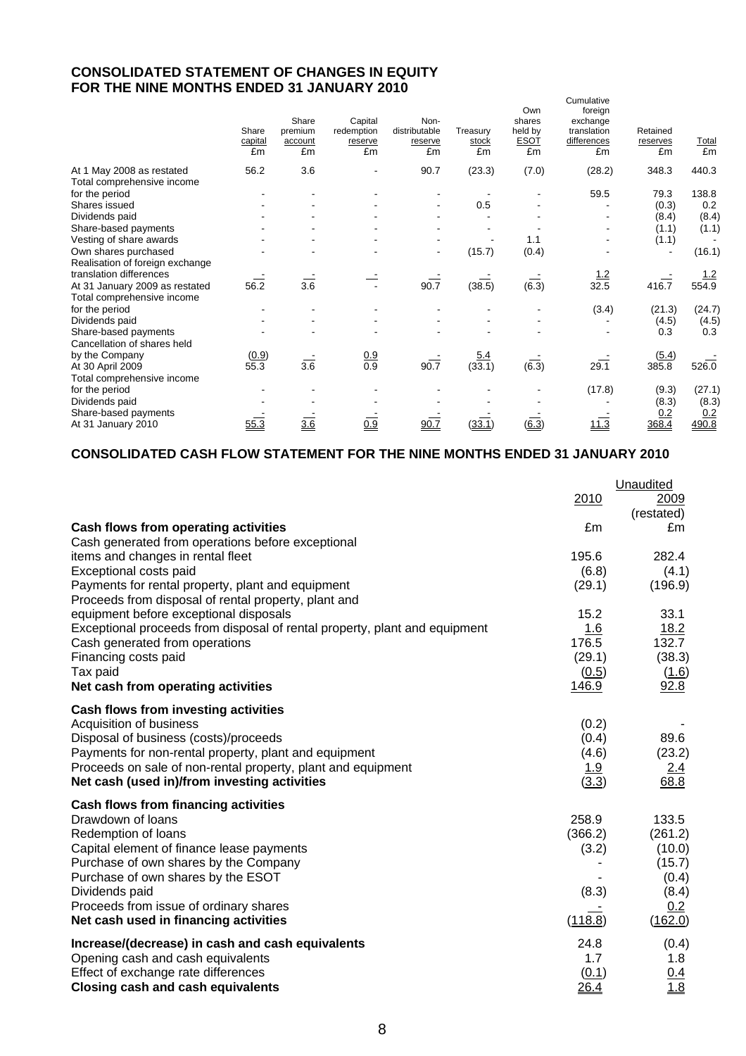## CONSOLIDATED STATEMENT OF CHANGES IN EQUITY FOR THE NINE MONTHS ENDED 31 JANUARY 2010

| | Share capital £m | Share premium account £m | Capital redemption reserve £m | Non-distributable reserve £m | Treasury stock £m | Own shares held by ESOT £m | Cumulative foreign exchange translation differences £m | Retained reserves £m | Total £m |
|---|---|---|---|---|---|---|---|---|---|
| At 1 May 2008 as restated | 56.2 | 3.6 | - | 90.7 | (23.3) | (7.0) | (28.2) | 348.3 | 440.3 |
| Total comprehensive income for the period | - | - | - | - | - | - | 59.5 | 79.3 | 138.8 |
| Shares issued | - | - | - | - | 0.5 | - | - | (0.3) | 0.2 |
| Dividends paid | - | - | - | - | - | - | - | (8.4) | (8.4) |
| Share-based payments | - | - | - | - | - | - | - | (1.1) | (1.1) |
| Vesting of share awards | - | - | - | - | - | 1.1 | - | (1.1) | - |
| Own shares purchased | - | - | - | - | (15.7) | (0.4) | - | - | (16.1) |
| Realisation of foreign exchange translation differences | - | - | - | - | - | - | 1.2 | - | 1.2 |
| At 31 January 2009 as restated | 56.2 | 3.6 | - | 90.7 | (38.5) | (6.3) | 32.5 | 416.7 | 554.9 |
| Total comprehensive income for the period | - | - | - | - | - | - | (3.4) | (21.3) | (24.7) |
| Dividends paid | - | - | - | - | - | - | - | (4.5) | (4.5) |
| Share-based payments | - | - | - | - | - | - | - | 0.3 | 0.3 |
| Cancellation of shares held by the Company | (0.9) | - | 0.9 | - | 5.4 | - | - | (5.4) | - |
| At 30 April 2009 | 55.3 | 3.6 | 0.9 | 90.7 | (33.1) | (6.3) | 29.1 | 385.8 | 526.0 |
| Total comprehensive income for the period | - | - | - | - | - | - | (17.8) | (9.3) | (27.1) |
| Dividends paid | - | - | - | - | - | - | - | (8.3) | (8.3) |
| Share-based payments | - | - | - | - | - | - | - | 0.2 | 0.2 |
| At 31 January 2010 | 55.3 | 3.6 | 0.9 | 90.7 | (33.1) | (6.3) | 11.3 | 368.4 | 490.8 |

## CONSOLIDATED CASH FLOW STATEMENT FOR THE NINE MONTHS ENDED 31 JANUARY 2010

| | Unaudited 2010 | 2009 (restated) |
|---|---|---|
| **Cash flows from operating activities** | £m | £m |
| Cash generated from operations before exceptional items and changes in rental fleet | 195.6 | 282.4 |
| Exceptional costs paid | (6.8) | (4.1) |
| Payments for rental property, plant and equipment | (29.1) | (196.9) |
| Proceeds from disposal of rental property, plant and equipment before exceptional disposals | 15.2 | 33.1 |
| Exceptional proceeds from disposal of rental property, plant and equipment | 1.6 | 18.2 |
| Cash generated from operations | 176.5 | 132.7 |
| Financing costs paid | (29.1) | (38.3) |
| Tax paid | (0.5) | (1.6) |
| **Net cash from operating activities** | 146.9 | 92.8 |
| **Cash flows from investing activities** | | |
| Acquisition of business | (0.2) | - |
| Disposal of business (costs)/proceeds | (0.4) | 89.6 |
| Payments for non-rental property, plant and equipment | (4.6) | (23.2) |
| Proceeds on sale of non-rental property, plant and equipment | 1.9 | 2.4 |
| **Net cash (used in)/from investing activities** | (3.3) | 68.8 |
| **Cash flows from financing activities** | | |
| Drawdown of loans | 258.9 | 133.5 |
| Redemption of loans | (366.2) | (261.2) |
| Capital element of finance lease payments | (3.2) | (10.0) |
| Purchase of own shares by the Company | - | (15.7) |
| Purchase of own shares by the ESOT | - | (0.4) |
| Dividends paid | (8.3) | (8.4) |
| Proceeds from issue of ordinary shares | - | 0.2 |
| **Net cash used in financing activities** | (118.8) | (162.0) |
| **Increase/(decrease) in cash and cash equivalents** | 24.8 | (0.4) |
| Opening cash and cash equivalents | 1.7 | 1.8 |
| Effect of exchange rate differences | (0.1) | 0.4 |
| **Closing cash and cash equivalents** | 26.4 | 1.8 |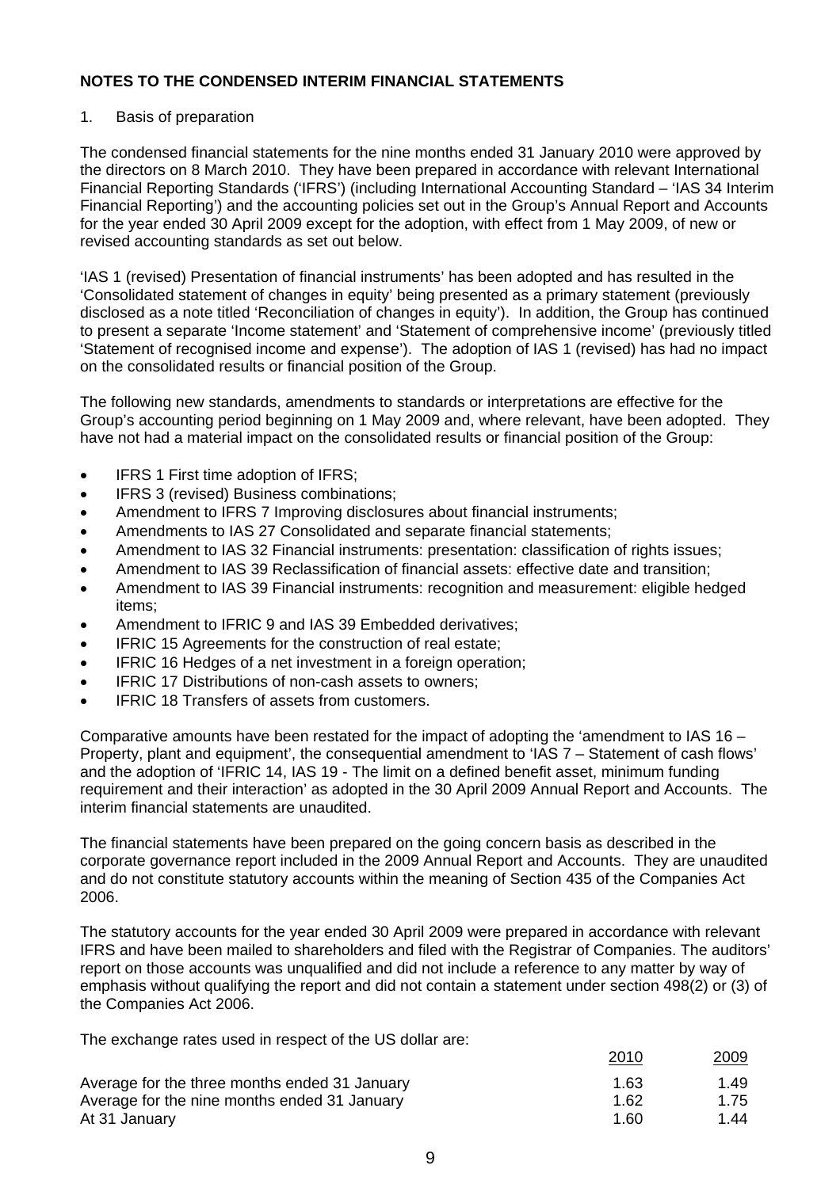**NOTES TO THE CONDENSED INTERIM FINANCIAL STATEMENTS**

1. Basis of preparation

The condensed financial statements for the nine months ended 31 January 2010 were approved by the directors on 8 March 2010. They have been prepared in accordance with relevant International Financial Reporting Standards ('IFRS') (including International Accounting Standard – 'IAS 34 Interim Financial Reporting') and the accounting policies set out in the Group's Annual Report and Accounts for the year ended 30 April 2009 except for the adoption, with effect from 1 May 2009, of new or revised accounting standards as set out below.

'IAS 1 (revised) Presentation of financial instruments' has been adopted and has resulted in the 'Consolidated statement of changes in equity' being presented as a primary statement (previously disclosed as a note titled 'Reconciliation of changes in equity'). In addition, the Group has continued to present a separate 'Income statement' and 'Statement of comprehensive income' (previously titled 'Statement of recognised income and expense'). The adoption of IAS 1 (revised) has had no impact on the consolidated results or financial position of the Group.

The following new standards, amendments to standards or interpretations are effective for the Group's accounting period beginning on 1 May 2009 and, where relevant, have been adopted. They have not had a material impact on the consolidated results or financial position of the Group:

- IFRS 1 First time adoption of IFRS;
- IFRS 3 (revised) Business combinations;
- Amendment to IFRS 7 Improving disclosures about financial instruments;
- Amendments to IAS 27 Consolidated and separate financial statements;
- Amendment to IAS 32 Financial instruments: presentation: classification of rights issues;
- Amendment to IAS 39 Reclassification of financial assets: effective date and transition;
- Amendment to IAS 39 Financial instruments: recognition and measurement: eligible hedged items;
- Amendment to IFRIC 9 and IAS 39 Embedded derivatives;
- IFRIC 15 Agreements for the construction of real estate;
- IFRIC 16 Hedges of a net investment in a foreign operation;
- IFRIC 17 Distributions of non-cash assets to owners;
- IFRIC 18 Transfers of assets from customers.

Comparative amounts have been restated for the impact of adopting the 'amendment to IAS 16 – Property, plant and equipment', the consequential amendment to 'IAS 7 – Statement of cash flows' and the adoption of 'IFRIC 14, IAS 19 - The limit on a defined benefit asset, minimum funding requirement and their interaction' as adopted in the 30 April 2009 Annual Report and Accounts. The interim financial statements are unaudited.

The financial statements have been prepared on the going concern basis as described in the corporate governance report included in the 2009 Annual Report and Accounts. They are unaudited and do not constitute statutory accounts within the meaning of Section 435 of the Companies Act 2006.

The statutory accounts for the year ended 30 April 2009 were prepared in accordance with relevant IFRS and have been mailed to shareholders and filed with the Registrar of Companies. The auditors' report on those accounts was unqualified and did not include a reference to any matter by way of emphasis without qualifying the report and did not contain a statement under section 498(2) or (3) of the Companies Act 2006.

The exchange rates used in respect of the US dollar are:

| | 2010 | 2009 |
|---|---|---|
| Average for the three months ended 31 January | 1.63 | 1.49 |
| Average for the nine months ended 31 January | 1.62 | 1.75 |
| At 31 January | 1.60 | 1.44 |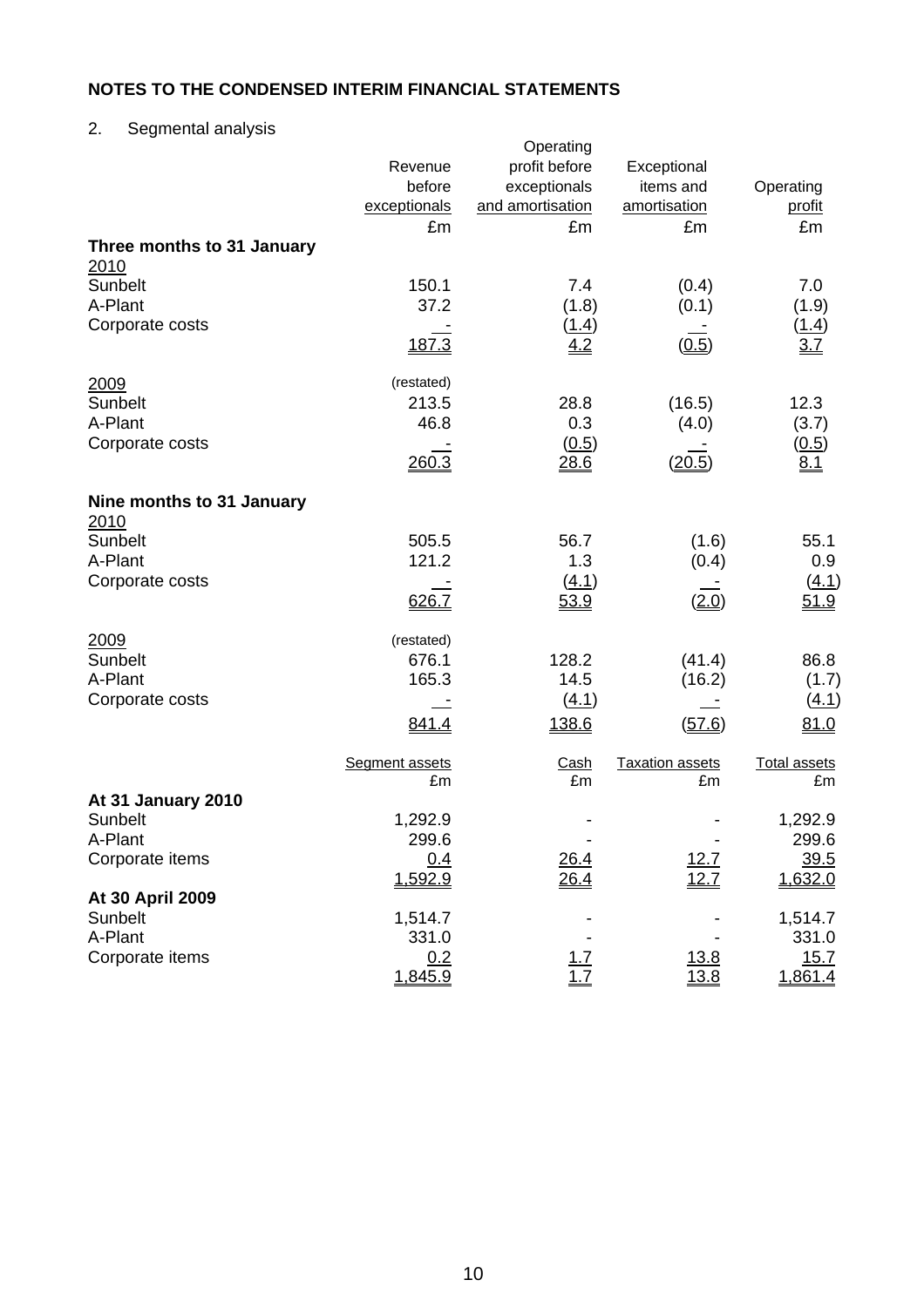## NOTES TO THE CONDENSED INTERIM FINANCIAL STATEMENTS

2. Segmental analysis

| | Revenue before exceptionals | Operating profit before exceptionals and amortisation | Exceptional items and amortisation | Operating profit |
|---|---|---|---|---|
| | £m | £m | £m | £m |
| **Three months to 31 January** | | | | |
| 2010 | | | | |
| Sunbelt | 150.1 | 7.4 | (0.4) | 7.0 |
| A-Plant | 37.2 | (1.8) | (0.1) | (1.9) |
| Corporate costs | - | (1.4) | - | (1.4) |
| | 187.3 | 4.2 | (0.5) | 3.7 |
| 2009 | (restated) | | | |
| Sunbelt | 213.5 | 28.8 | (16.5) | 12.3 |
| A-Plant | 46.8 | 0.3 | (4.0) | (3.7) |
| Corporate costs | - | (0.5) | - | (0.5) |
| | 260.3 | 28.6 | (20.5) | 8.1 |
| **Nine months to 31 January** | | | | |
| 2010 | | | | |
| Sunbelt | 505.5 | 56.7 | (1.6) | 55.1 |
| A-Plant | 121.2 | 1.3 | (0.4) | 0.9 |
| Corporate costs | - | (4.1) | - | (4.1) |
| | 626.7 | 53.9 | (2.0) | 51.9 |
| 2009 | (restated) | | | |
| Sunbelt | 676.1 | 128.2 | (41.4) | 86.8 |
| A-Plant | 165.3 | 14.5 | (16.2) | (1.7) |
| Corporate costs | - | (4.1) | - | (4.1) |
| | 841.4 | 138.6 | (57.6) | 81.0 |

| | Segment assets | Cash | Taxation assets | Total assets |
|---|---|---|---|---|
| | £m | £m | £m | £m |
| **At 31 January 2010** | | | | |
| Sunbelt | 1,292.9 | - | - | 1,292.9 |
| A-Plant | 299.6 | - | - | 299.6 |
| Corporate items | 0.4 | 26.4 | 12.7 | 39.5 |
| | 1,592.9 | 26.4 | 12.7 | 1,632.0 |
| **At 30 April 2009** | | | | |
| Sunbelt | 1,514.7 | - | - | 1,514.7 |
| A-Plant | 331.0 | - | - | 331.0 |
| Corporate items | 0.2 | 1.7 | 13.8 | 15.7 |
| | 1,845.9 | 1.7 | 13.8 | 1,861.4 |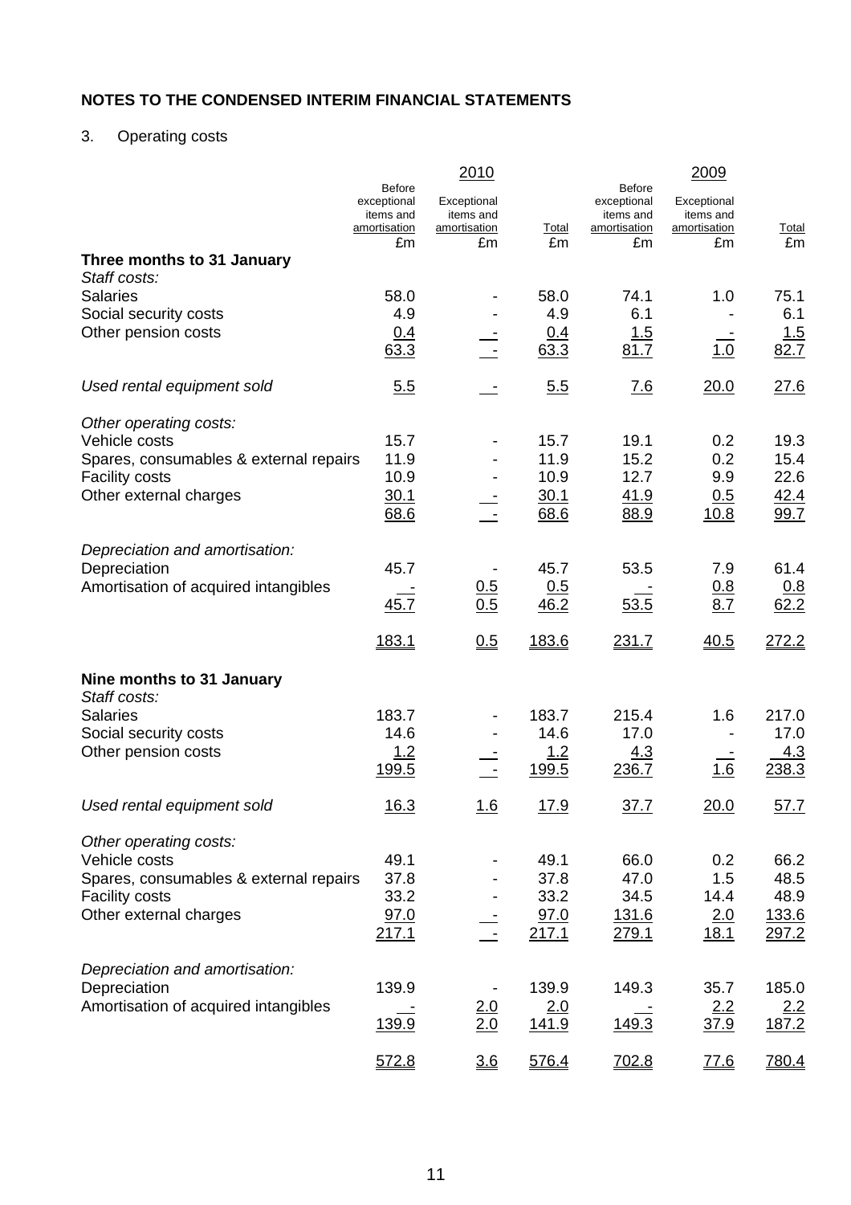## NOTES TO THE CONDENSED INTERIM FINANCIAL STATEMENTS

3. Operating costs

| | 2010 | | | 2009 | | |
|---|---|---|---|---|---|---|
| | Before exceptional items and amortisation £m | Exceptional items and amortisation £m | Total £m | Before exceptional items and amortisation £m | Exceptional items and amortisation £m | Total £m |
| **Three months to 31 January** | | | | | | |
| *Staff costs:* | | | | | | |
| Salaries | 58.0 | - | 58.0 | 74.1 | 1.0 | 75.1 |
| Social security costs | 4.9 | - | 4.9 | 6.1 | - | 6.1 |
| Other pension costs | 0.4 | - | 0.4 | 1.5 | - | 1.5 |
| | 63.3 | - | 63.3 | 81.7 | 1.0 | 82.7 |
| *Used rental equipment sold* | 5.5 | - | 5.5 | 7.6 | 20.0 | 27.6 |
| *Other operating costs:* | | | | | | |
| Vehicle costs | 15.7 | - | 15.7 | 19.1 | 0.2 | 19.3 |
| Spares, consumables & external repairs | 11.9 | - | 11.9 | 15.2 | 0.2 | 15.4 |
| Facility costs | 10.9 | - | 10.9 | 12.7 | 9.9 | 22.6 |
| Other external charges | 30.1 | - | 30.1 | 41.9 | 0.5 | 42.4 |
| | 68.6 | - | 68.6 | 88.9 | 10.8 | 99.7 |
| *Depreciation and amortisation:* | | | | | | |
| Depreciation | 45.7 | - | 45.7 | 53.5 | 7.9 | 61.4 |
| Amortisation of acquired intangibles | - | 0.5 | 0.5 | - | 0.8 | 0.8 |
| | 45.7 | 0.5 | 46.2 | 53.5 | 8.7 | 62.2 |
| | 183.1 | 0.5 | 183.6 | 231.7 | 40.5 | 272.2 |
| **Nine months to 31 January** | | | | | | |
| *Staff costs:* | | | | | | |
| Salaries | 183.7 | - | 183.7 | 215.4 | 1.6 | 217.0 |
| Social security costs | 14.6 | - | 14.6 | 17.0 | - | 17.0 |
| Other pension costs | 1.2 | - | 1.2 | 4.3 | - | 4.3 |
| | 199.5 | - | 199.5 | 236.7 | 1.6 | 238.3 |
| *Used rental equipment sold* | 16.3 | 1.6 | 17.9 | 37.7 | 20.0 | 57.7 |
| *Other operating costs:* | | | | | | |
| Vehicle costs | 49.1 | - | 49.1 | 66.0 | 0.2 | 66.2 |
| Spares, consumables & external repairs | 37.8 | - | 37.8 | 47.0 | 1.5 | 48.5 |
| Facility costs | 33.2 | - | 33.2 | 34.5 | 14.4 | 48.9 |
| Other external charges | 97.0 | - | 97.0 | 131.6 | 2.0 | 133.6 |
| | 217.1 | - | 217.1 | 279.1 | 18.1 | 297.2 |
| *Depreciation and amortisation:* | | | | | | |
| Depreciation | 139.9 | - | 139.9 | 149.3 | 35.7 | 185.0 |
| Amortisation of acquired intangibles | - | 2.0 | 2.0 | - | 2.2 | 2.2 |
| | 139.9 | 2.0 | 141.9 | 149.3 | 37.9 | 187.2 |
| | 572.8 | 3.6 | 576.4 | 702.8 | 77.6 | 780.4 |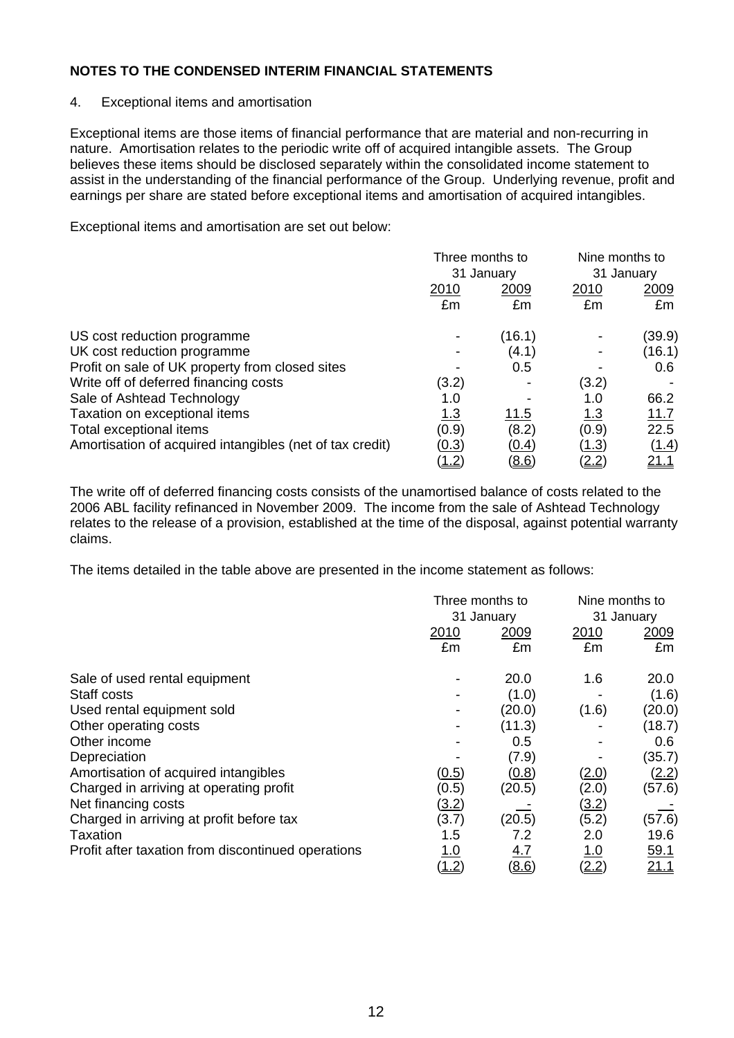## NOTES TO THE CONDENSED INTERIM FINANCIAL STATEMENTS

4. Exceptional items and amortisation

Exceptional items are those items of financial performance that are material and non-recurring in nature. Amortisation relates to the periodic write off of acquired intangible assets. The Group believes these items should be disclosed separately within the consolidated income statement to assist in the understanding of the financial performance of the Group. Underlying revenue, profit and earnings per share are stated before exceptional items and amortisation of acquired intangibles.

Exceptional items and amortisation are set out below:

| | Three months to 31 January | | Nine months to 31 January | |
|---|---|---|---|---|
| | 2010 | 2009 | 2010 | 2009 |
| | £m | £m | £m | £m |
| US cost reduction programme | - | (16.1) | - | (39.9) |
| UK cost reduction programme | - | (4.1) | - | (16.1) |
| Profit on sale of UK property from closed sites | - | 0.5 | - | 0.6 |
| Write off of deferred financing costs | (3.2) | - | (3.2) | - |
| Sale of Ashtead Technology | 1.0 | - | 1.0 | 66.2 |
| Taxation on exceptional items | 1.3 | 11.5 | 1.3 | 11.7 |
| Total exceptional items | (0.9) | (8.2) | (0.9) | 22.5 |
| Amortisation of acquired intangibles (net of tax credit) | (0.3) | (0.4) | (1.3) | (1.4) |
| | (1.2) | (8.6) | (2.2) | 21.1 |

The write off of deferred financing costs consists of the unamortised balance of costs related to the 2006 ABL facility refinanced in November 2009. The income from the sale of Ashtead Technology relates to the release of a provision, established at the time of the disposal, against potential warranty claims.

The items detailed in the table above are presented in the income statement as follows:

| | Three months to 31 January | | Nine months to 31 January | |
|---|---|---|---|---|
| | 2010 | 2009 | 2010 | 2009 |
| | £m | £m | £m | £m |
| Sale of used rental equipment | - | 20.0 | 1.6 | 20.0 |
| Staff costs | - | (1.0) | - | (1.6) |
| Used rental equipment sold | - | (20.0) | (1.6) | (20.0) |
| Other operating costs | - | (11.3) | - | (18.7) |
| Other income | - | 0.5 | - | 0.6 |
| Depreciation | - | (7.9) | - | (35.7) |
| Amortisation of acquired intangibles | (0.5) | (0.8) | (2.0) | (2.2) |
| Charged in arriving at operating profit | (0.5) | (20.5) | (2.0) | (57.6) |
| Net financing costs | (3.2) | - | (3.2) | - |
| Charged in arriving at profit before tax | (3.7) | (20.5) | (5.2) | (57.6) |
| Taxation | 1.5 | 7.2 | 2.0 | 19.6 |
| Profit after taxation from discontinued operations | 1.0 | 4.7 | 1.0 | 59.1 |
| | (1.2) | (8.6) | (2.2) | 21.1 |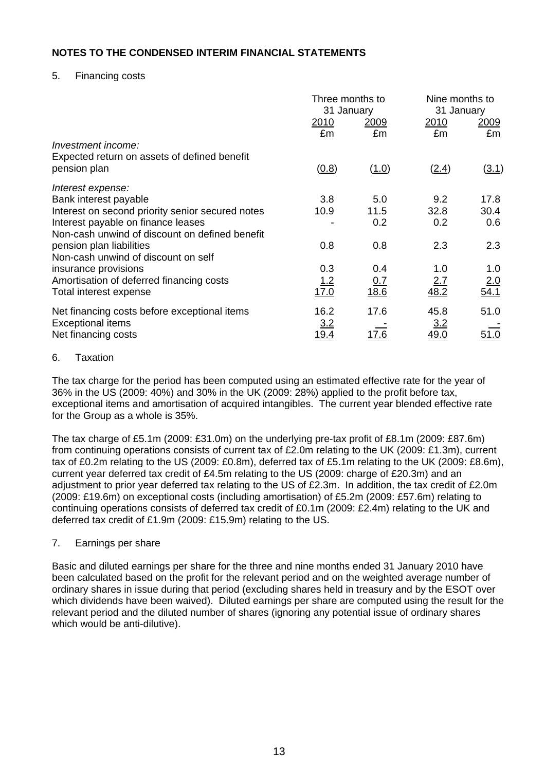## NOTES TO THE CONDENSED INTERIM FINANCIAL STATEMENTS

5. Financing costs

| | Three months to 31 January | | Nine months to 31 January | |
|---|---|---|---|---|
| | 2010 | 2009 | 2010 | 2009 |
| | £m | £m | £m | £m |
| *Investment income:* | | | | |
| Expected return on assets of defined benefit pension plan | (0.8) | (1.0) | (2.4) | (3.1) |
| *Interest expense:* | | | | |
| Bank interest payable | 3.8 | 5.0 | 9.2 | 17.8 |
| Interest on second priority senior secured notes | 10.9 | 11.5 | 32.8 | 30.4 |
| Interest payable on finance leases | - | 0.2 | 0.2 | 0.6 |
| Non-cash unwind of discount on defined benefit pension plan liabilities | 0.8 | 0.8 | 2.3 | 2.3 |
| Non-cash unwind of discount on self insurance provisions | 0.3 | 0.4 | 1.0 | 1.0 |
| Amortisation of deferred financing costs | 1.2 | 0.7 | 2.7 | 2.0 |
| Total interest expense | 17.0 | 18.6 | 48.2 | 54.1 |
| Net financing costs before exceptional items | 16.2 | 17.6 | 45.8 | 51.0 |
| Exceptional items | 3.2 | - | 3.2 | - |
| Net financing costs | 19.4 | 17.6 | 49.0 | 51.0 |

6. Taxation

The tax charge for the period has been computed using an estimated effective rate for the year of 36% in the US (2009: 40%) and 30% in the UK (2009: 28%) applied to the profit before tax, exceptional items and amortisation of acquired intangibles. The current year blended effective rate for the Group as a whole is 35%.

The tax charge of £5.1m (2009: £31.0m) on the underlying pre-tax profit of £8.1m (2009: £87.6m) from continuing operations consists of current tax of £2.0m relating to the UK (2009: £1.3m), current tax of £0.2m relating to the US (2009: £0.8m), deferred tax of £5.1m relating to the UK (2009: £8.6m), current year deferred tax credit of £4.5m relating to the US (2009: charge of £20.3m) and an adjustment to prior year deferred tax relating to the US of £2.3m. In addition, the tax credit of £2.0m (2009: £19.6m) on exceptional costs (including amortisation) of £5.2m (2009: £57.6m) relating to continuing operations consists of deferred tax credit of £0.1m (2009: £2.4m) relating to the UK and deferred tax credit of £1.9m (2009: £15.9m) relating to the US.

7. Earnings per share

Basic and diluted earnings per share for the three and nine months ended 31 January 2010 have been calculated based on the profit for the relevant period and on the weighted average number of ordinary shares in issue during that period (excluding shares held in treasury and by the ESOT over which dividends have been waived). Diluted earnings per share are computed using the result for the relevant period and the diluted number of shares (ignoring any potential issue of ordinary shares which would be anti-dilutive).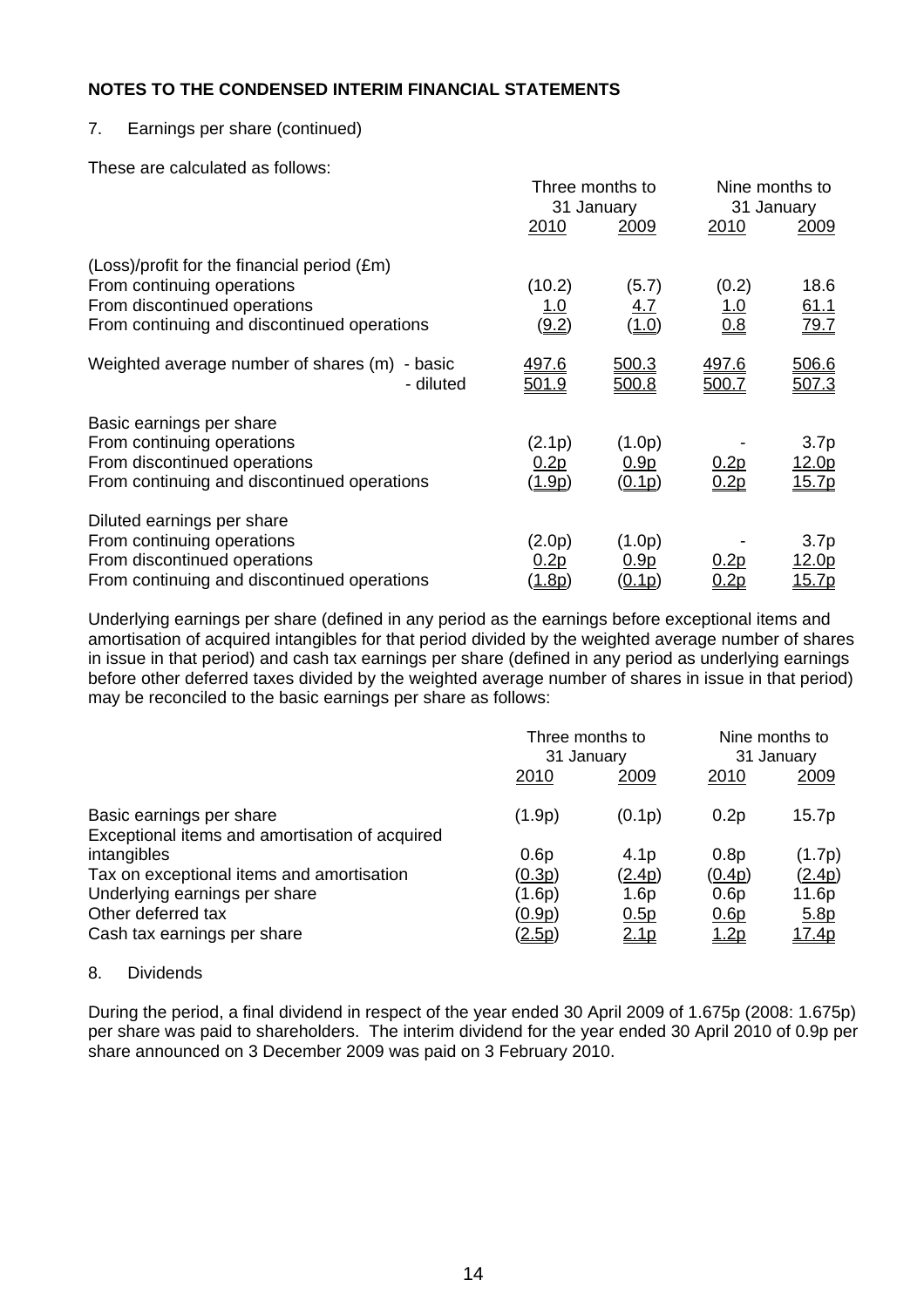## NOTES TO THE CONDENSED INTERIM FINANCIAL STATEMENTS

7. Earnings per share (continued)

These are calculated as follows:

| | Three months to 31 January | | Nine months to 31 January | |
|---|---|---|---|---|
| | 2010 | 2009 | 2010 | 2009 |
| (Loss)/profit for the financial period (£m) | | | | |
| From continuing operations | (10.2) | (5.7) | (0.2) | 18.6 |
| From discontinued operations | 1.0 | 4.7 | 1.0 | 61.1 |
| From continuing and discontinued operations | (9.2) | (1.0) | 0.8 | 79.7 |
| Weighted average number of shares (m) - basic | 497.6 | 500.3 | 497.6 | 506.6 |
| - diluted | 501.9 | 500.8 | 500.7 | 507.3 |
| Basic earnings per share | | | | |
| From continuing operations | (2.1p) | (1.0p) | - | 3.7p |
| From discontinued operations | 0.2p | 0.9p | 0.2p | 12.0p |
| From continuing and discontinued operations | (1.9p) | (0.1p) | 0.2p | 15.7p |
| Diluted earnings per share | | | | |
| From continuing operations | (2.0p) | (1.0p) | - | 3.7p |
| From discontinued operations | 0.2p | 0.9p | 0.2p | 12.0p |
| From continuing and discontinued operations | (1.8p) | (0.1p) | 0.2p | 15.7p |

Underlying earnings per share (defined in any period as the earnings before exceptional items and amortisation of acquired intangibles for that period divided by the weighted average number of shares in issue in that period) and cash tax earnings per share (defined in any period as underlying earnings before other deferred taxes divided by the weighted average number of shares in issue in that period) may be reconciled to the basic earnings per share as follows:

| | Three months to 31 January | | Nine months to 31 January | |
|---|---|---|---|---|
| | 2010 | 2009 | 2010 | 2009 |
| Basic earnings per share | (1.9p) | (0.1p) | 0.2p | 15.7p |
| Exceptional items and amortisation of acquired intangibles | 0.6p | 4.1p | 0.8p | (1.7p) |
| Tax on exceptional items and amortisation | (0.3p) | (2.4p) | (0.4p) | (2.4p) |
| Underlying earnings per share | (1.6p) | 1.6p | 0.6p | 11.6p |
| Other deferred tax | (0.9p) | 0.5p | 0.6p | 5.8p |
| Cash tax earnings per share | (2.5p) | 2.1p | 1.2p | 17.4p |

8. Dividends

During the period, a final dividend in respect of the year ended 30 April 2009 of 1.675p (2008: 1.675p) per share was paid to shareholders. The interim dividend for the year ended 30 April 2010 of 0.9p per share announced on 3 December 2009 was paid on 3 February 2010.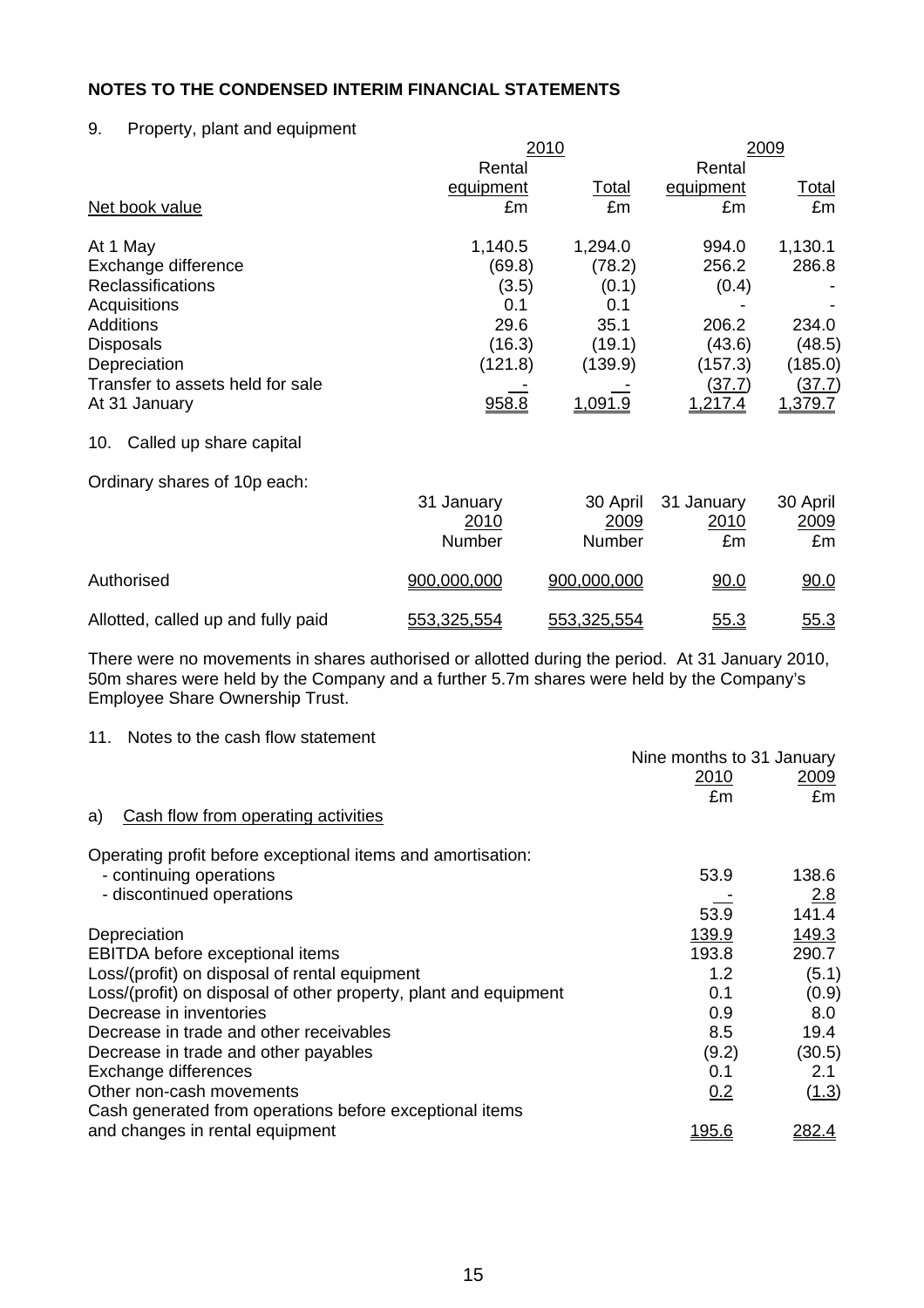## NOTES TO THE CONDENSED INTERIM FINANCIAL STATEMENTS

### 9. Property, plant and equipment

| | 2010 | | 2009 | |
|---|---|---|---|---|
| | Rental equipment | Total | Rental equipment | Total |
| Net book value | £m | £m | £m | £m |
| At 1 May | 1,140.5 | 1,294.0 | 994.0 | 1,130.1 |
| Exchange difference | (69.8) | (78.2) | 256.2 | 286.8 |
| Reclassifications | (3.5) | (0.1) | (0.4) | - |
| Acquisitions | 0.1 | 0.1 | - | - |
| Additions | 29.6 | 35.1 | 206.2 | 234.0 |
| Disposals | (16.3) | (19.1) | (43.6) | (48.5) |
| Depreciation | (121.8) | (139.9) | (157.3) | (185.0) |
| Transfer to assets held for sale | - | - | (37.7) | (37.7) |
| At 31 January | 958.8 | 1,091.9 | 1,217.4 | 1,379.7 |

### 10. Called up share capital

Ordinary shares of 10p each:

| | 31 January 2010 | 30 April 2009 | 31 January 2010 | 30 April 2009 |
|---|---|---|---|---|
| | Number | Number | £m | £m |
| Authorised | 900,000,000 | 900,000,000 | 90.0 | 90.0 |
| Allotted, called up and fully paid | 553,325,554 | 553,325,554 | 55.3 | 55.3 |

There were no movements in shares authorised or allotted during the period. At 31 January 2010, 50m shares were held by the Company and a further 5.7m shares were held by the Company's Employee Share Ownership Trust.

### 11. Notes to the cash flow statement

| | Nine months to 31 January | |
|---|---|---|
| | 2010 | 2009 |
| | £m | £m |
| a) Cash flow from operating activities | | |
| Operating profit before exceptional items and amortisation: | | |
| - continuing operations | 53.9 | 138.6 |
| - discontinued operations | - | 2.8 |
| | 53.9 | 141.4 |
| Depreciation | 139.9 | 149.3 |
| EBITDA before exceptional items | 193.8 | 290.7 |
| Loss/(profit) on disposal of rental equipment | 1.2 | (5.1) |
| Loss/(profit) on disposal of other property, plant and equipment | 0.1 | (0.9) |
| Decrease in inventories | 0.9 | 8.0 |
| Decrease in trade and other receivables | 8.5 | 19.4 |
| Decrease in trade and other payables | (9.2) | (30.5) |
| Exchange differences | 0.1 | 2.1 |
| Other non-cash movements | 0.2 | (1.3) |
| Cash generated from operations before exceptional items and changes in rental equipment | 195.6 | 282.4 |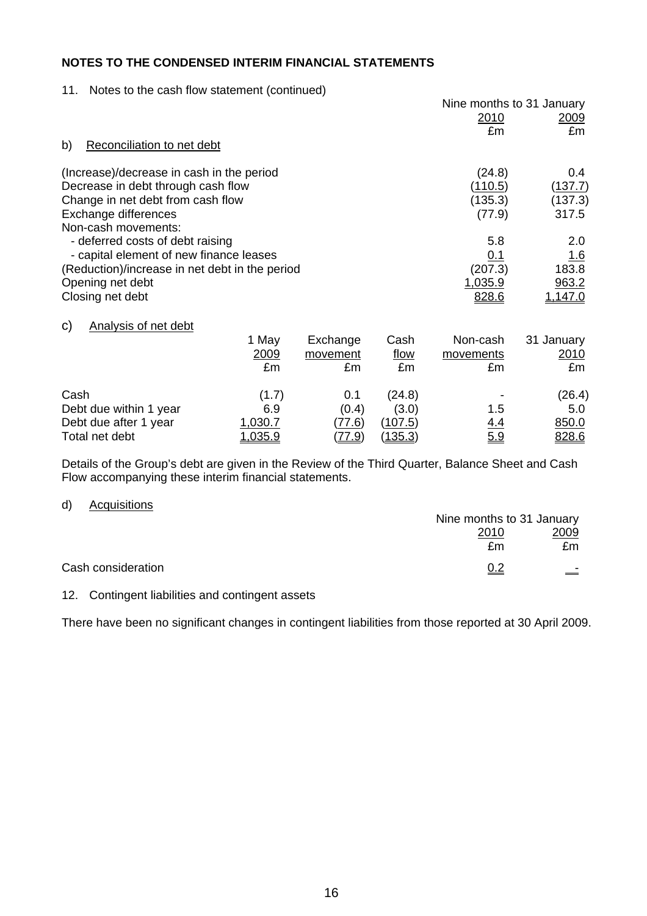**NOTES TO THE CONDENSED INTERIM FINANCIAL STATEMENTS**

11. Notes to the cash flow statement (continued)

b) Reconciliation to net debt

| | Nine months to 31 January 2010 £m | 2009 £m |
|---|---|---|
| (Increase)/decrease in cash in the period | (24.8) | 0.4 |
| Decrease in debt through cash flow | (110.5) | (137.7) |
| Change in net debt from cash flow | (135.3) | (137.3) |
| Exchange differences | (77.9) | 317.5 |
| Non-cash movements: | | |
| - deferred costs of debt raising | 5.8 | 2.0 |
| - capital element of new finance leases | 0.1 | 1.6 |
| (Reduction)/increase in net debt in the period | (207.3) | 183.8 |
| Opening net debt | 1,035.9 | 963.2 |
| Closing net debt | 828.6 | 1,147.0 |

c) Analysis of net debt

| | 1 May 2009 £m | Exchange movement £m | Cash flow £m | Non-cash movements £m | 31 January 2010 £m |
|---|---|---|---|---|---|
| Cash | (1.7) | 0.1 | (24.8) | - | (26.4) |
| Debt due within 1 year | 6.9 | (0.4) | (3.0) | 1.5 | 5.0 |
| Debt due after 1 year | 1,030.7 | (77.6) | (107.5) | 4.4 | 850.0 |
| Total net debt | 1,035.9 | (77.9) | (135.3) | 5.9 | 828.6 |

Details of the Group's debt are given in the Review of the Third Quarter, Balance Sheet and Cash Flow accompanying these interim financial statements.

d) Acquisitions

| | Nine months to 31 January 2010 £m | 2009 £m |
|---|---|---|
| Cash consideration | 0.2 | - |

12. Contingent liabilities and contingent assets

There have been no significant changes in contingent liabilities from those reported at 30 April 2009.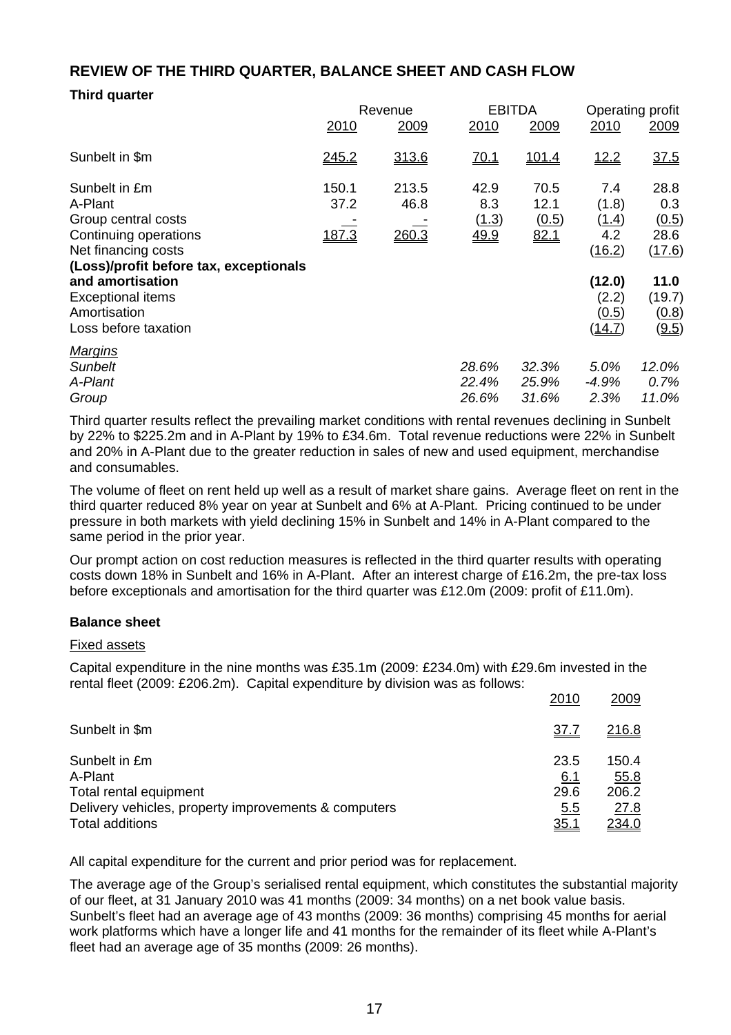## REVIEW OF THE THIRD QUARTER, BALANCE SHEET AND CASH FLOW

### Third quarter

| | Revenue | | EBITDA | | Operating profit | |
|---|---|---|---|---|---|---|
| | 2010 | 2009 | 2010 | 2009 | 2010 | 2009 |
| Sunbelt in $m | 245.2 | 313.6 | 70.1 | 101.4 | 12.2 | 37.5 |
| Sunbelt in £m | 150.1 | 213.5 | 42.9 | 70.5 | 7.4 | 28.8 |
| A-Plant | 37.2 | 46.8 | 8.3 | 12.1 | (1.8) | 0.3 |
| Group central costs | - | - | (1.3) | (0.5) | (1.4) | (0.5) |
| Continuing operations | 187.3 | 260.3 | 49.9 | 82.1 | 4.2 | 28.6 |
| Net financing costs | | | | | (16.2) | (17.6) |
| **(Loss)/profit before tax, exceptionals and amortisation** | | | | | **(12.0)** | **11.0** |
| Exceptional items | | | | | (2.2) | (19.7) |
| Amortisation | | | | | (0.5) | (0.8) |
| Loss before taxation | | | | | (14.7) | (9.5) |
| *Margins* | | | | | | |
| *Sunbelt* | | | *28.6%* | *32.3%* | *5.0%* | *12.0%* |
| *A-Plant* | | | *22.4%* | *25.9%* | *-4.9%* | *0.7%* |
| *Group* | | | *26.6%* | *31.6%* | *2.3%* | *11.0%* |

Third quarter results reflect the prevailing market conditions with rental revenues declining in Sunbelt by 22% to $225.2m and in A-Plant by 19% to £34.6m. Total revenue reductions were 22% in Sunbelt and 20% in A-Plant due to the greater reduction in sales of new and used equipment, merchandise and consumables.

The volume of fleet on rent held up well as a result of market share gains. Average fleet on rent in the third quarter reduced 8% year on year at Sunbelt and 6% at A-Plant. Pricing continued to be under pressure in both markets with yield declining 15% in Sunbelt and 14% in A-Plant compared to the same period in the prior year.

Our prompt action on cost reduction measures is reflected in the third quarter results with operating costs down 18% in Sunbelt and 16% in A-Plant. After an interest charge of £16.2m, the pre-tax loss before exceptionals and amortisation for the third quarter was £12.0m (2009: profit of £11.0m).

### Balance sheet

Fixed assets

Capital expenditure in the nine months was £35.1m (2009: £234.0m) with £29.6m invested in the rental fleet (2009: £206.2m). Capital expenditure by division was as follows:

| | 2010 | 2009 |
|---|---|---|
| Sunbelt in $m | 37.7 | 216.8 |
| Sunbelt in £m | 23.5 | 150.4 |
| A-Plant | 6.1 | 55.8 |
| Total rental equipment | 29.6 | 206.2 |
| Delivery vehicles, property improvements & computers | 5.5 | 27.8 |
| Total additions | 35.1 | 234.0 |

All capital expenditure for the current and prior period was for replacement.

The average age of the Group's serialised rental equipment, which constitutes the substantial majority of our fleet, at 31 January 2010 was 41 months (2009: 34 months) on a net book value basis. Sunbelt's fleet had an average age of 43 months (2009: 36 months) comprising 45 months for aerial work platforms which have a longer life and 41 months for the remainder of its fleet while A-Plant's fleet had an average age of 35 months (2009: 26 months).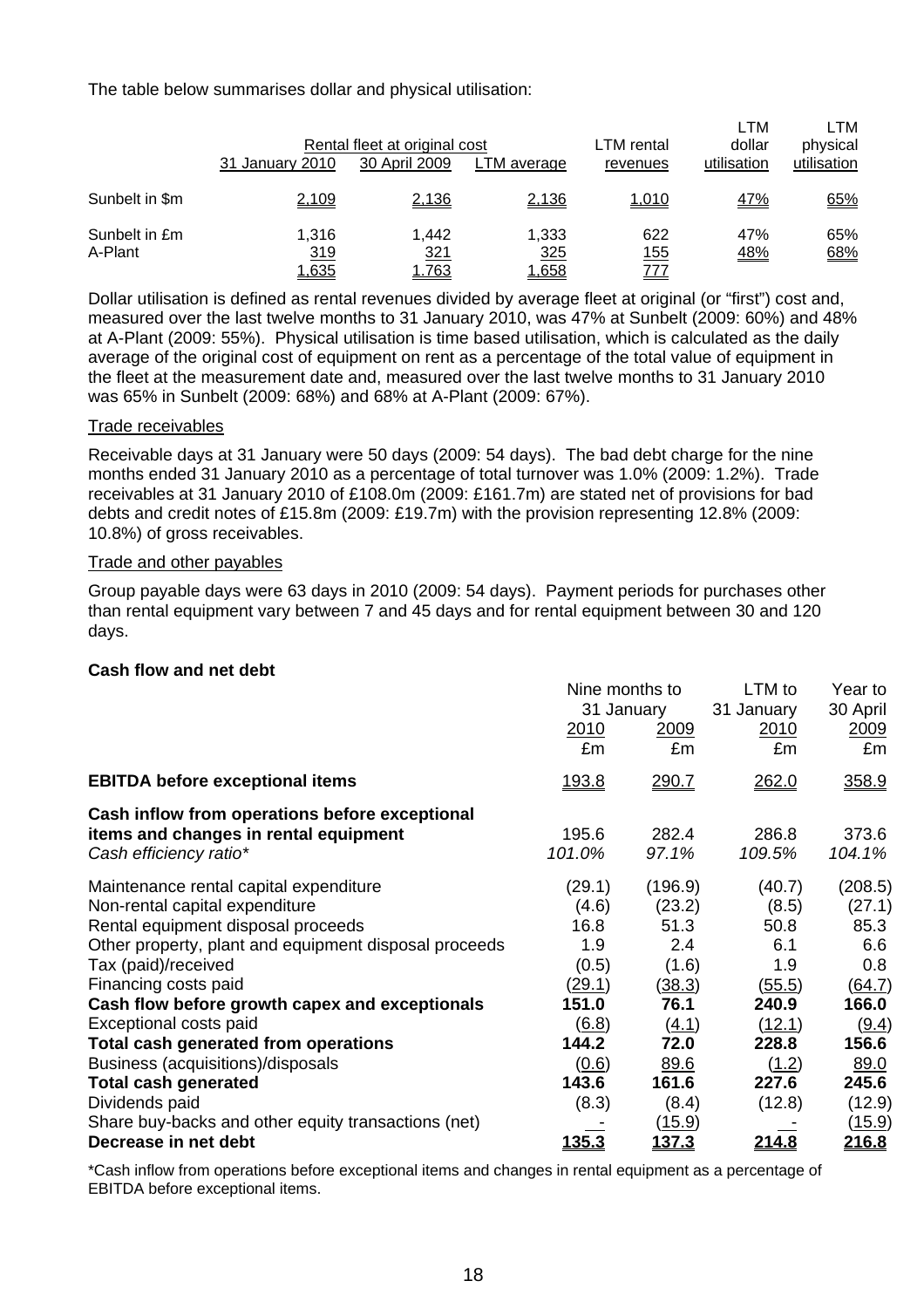The table below summarises dollar and physical utilisation:

| | Rental fleet at original cost | | | LTM rental | LTM dollar | LTM physical |
|---|---|---|---|---|---|---|
| | 31 January 2010 | 30 April 2009 | LTM average | revenues | utilisation | utilisation |
| Sunbelt in $m | 2,109 | 2,136 | 2,136 | 1,010 | 47% | 65% |
| Sunbelt in £m | 1,316 | 1,442 | 1,333 | 622 | 47% | 65% |
| A-Plant | 319 | 321 | 325 | 155 | 48% | 68% |
| | 1,635 | 1,763 | 1,658 | 777 | | |

Dollar utilisation is defined as rental revenues divided by average fleet at original (or "first") cost and, measured over the last twelve months to 31 January 2010, was 47% at Sunbelt (2009: 60%) and 48% at A-Plant (2009: 55%). Physical utilisation is time based utilisation, which is calculated as the daily average of the original cost of equipment on rent as a percentage of the total value of equipment in the fleet at the measurement date and, measured over the last twelve months to 31 January 2010 was 65% in Sunbelt (2009: 68%) and 68% at A-Plant (2009: 67%).

Trade receivables

Receivable days at 31 January were 50 days (2009: 54 days). The bad debt charge for the nine months ended 31 January 2010 as a percentage of total turnover was 1.0% (2009: 1.2%). Trade receivables at 31 January 2010 of £108.0m (2009: £161.7m) are stated net of provisions for bad debts and credit notes of £15.8m (2009: £19.7m) with the provision representing 12.8% (2009: 10.8%) of gross receivables.

Trade and other payables

Group payable days were 63 days in 2010 (2009: 54 days). Payment periods for purchases other than rental equipment vary between 7 and 45 days and for rental equipment between 30 and 120 days.

**Cash flow and net debt**

| | Nine months to 31 January | | LTM to 31 January | Year to 30 April |
|---|---|---|---|---|
| | 2010 | 2009 | 2010 | 2009 |
| | £m | £m | £m | £m |
| **EBITDA before exceptional items** | 193.8 | 290.7 | 262.0 | 358.9 |
| **Cash inflow from operations before exceptional items and changes in rental equipment** | 195.6 | 282.4 | 286.8 | 373.6 |
| *Cash efficiency ratio** | *101.0%* | *97.1%* | *109.5%* | *104.1%* |
| Maintenance rental capital expenditure | (29.1) | (196.9) | (40.7) | (208.5) |
| Non-rental capital expenditure | (4.6) | (23.2) | (8.5) | (27.1) |
| Rental equipment disposal proceeds | 16.8 | 51.3 | 50.8 | 85.3 |
| Other property, plant and equipment disposal proceeds | 1.9 | 2.4 | 6.1 | 6.6 |
| Tax (paid)/received | (0.5) | (1.6) | 1.9 | 0.8 |
| Financing costs paid | (29.1) | (38.3) | (55.5) | (64.7) |
| **Cash flow before growth capex and exceptionals** | **151.0** | **76.1** | **240.9** | **166.0** |
| Exceptional costs paid | (6.8) | (4.1) | (12.1) | (9.4) |
| **Total cash generated from operations** | **144.2** | **72.0** | **228.8** | **156.6** |
| Business (acquisitions)/disposals | (0.6) | 89.6 | (1.2) | 89.0 |
| **Total cash generated** | **143.6** | **161.6** | **227.6** | **245.6** |
| Dividends paid | (8.3) | (8.4) | (12.8) | (12.9) |
| Share buy-backs and other equity transactions (net) | - | (15.9) | - | (15.9) |
| **Decrease in net debt** | **135.3** | **137.3** | **214.8** | **216.8** |

*Cash inflow from operations before exceptional items and changes in rental equipment as a percentage of EBITDA before exceptional items.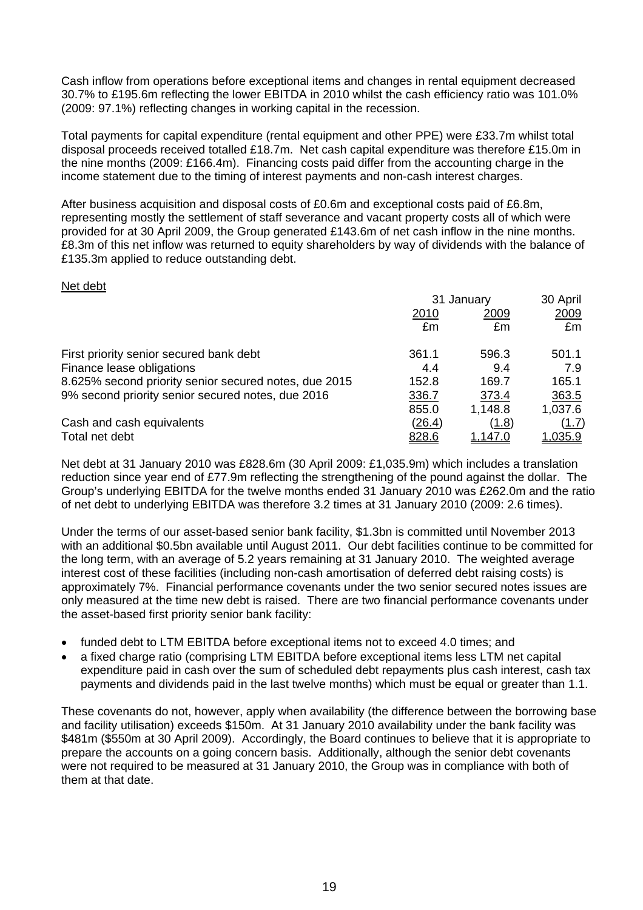Cash inflow from operations before exceptional items and changes in rental equipment decreased 30.7% to £195.6m reflecting the lower EBITDA in 2010 whilst the cash efficiency ratio was 101.0% (2009: 97.1%) reflecting changes in working capital in the recession.

Total payments for capital expenditure (rental equipment and other PPE) were £33.7m whilst total disposal proceeds received totalled £18.7m. Net cash capital expenditure was therefore £15.0m in the nine months (2009: £166.4m). Financing costs paid differ from the accounting charge in the income statement due to the timing of interest payments and non-cash interest charges.

After business acquisition and disposal costs of £0.6m and exceptional costs paid of £6.8m, representing mostly the settlement of staff severance and vacant property costs all of which were provided for at 30 April 2009, the Group generated £143.6m of net cash inflow in the nine months. £8.3m of this net inflow was returned to equity shareholders by way of dividends with the balance of £135.3m applied to reduce outstanding debt.

Net debt

| | 31 January | | 30 April |
|---|---|---|---|
| | 2010 | 2009 | 2009 |
| | £m | £m | £m |
| First priority senior secured bank debt | 361.1 | 596.3 | 501.1 |
| Finance lease obligations | 4.4 | 9.4 | 7.9 |
| 8.625% second priority senior secured notes, due 2015 | 152.8 | 169.7 | 165.1 |
| 9% second priority senior secured notes, due 2016 | 336.7 | 373.4 | 363.5 |
| | 855.0 | 1,148.8 | 1,037.6 |
| Cash and cash equivalents | (26.4) | (1.8) | (1.7) |
| Total net debt | 828.6 | 1,147.0 | 1,035.9 |

Net debt at 31 January 2010 was £828.6m (30 April 2009: £1,035.9m) which includes a translation reduction since year end of £77.9m reflecting the strengthening of the pound against the dollar. The Group's underlying EBITDA for the twelve months ended 31 January 2010 was £262.0m and the ratio of net debt to underlying EBITDA was therefore 3.2 times at 31 January 2010 (2009: 2.6 times).

Under the terms of our asset-based senior bank facility, $1.3bn is committed until November 2013 with an additional $0.5bn available until August 2011. Our debt facilities continue to be committed for the long term, with an average of 5.2 years remaining at 31 January 2010. The weighted average interest cost of these facilities (including non-cash amortisation of deferred debt raising costs) is approximately 7%. Financial performance covenants under the two senior secured notes issues are only measured at the time new debt is raised. There are two financial performance covenants under the asset-based first priority senior bank facility:

- funded debt to LTM EBITDA before exceptional items not to exceed 4.0 times; and
- a fixed charge ratio (comprising LTM EBITDA before exceptional items less LTM net capital expenditure paid in cash over the sum of scheduled debt repayments plus cash interest, cash tax payments and dividends paid in the last twelve months) which must be equal or greater than 1.1.

These covenants do not, however, apply when availability (the difference between the borrowing base and facility utilisation) exceeds $150m. At 31 January 2010 availability under the bank facility was $481m ($550m at 30 April 2009). Accordingly, the Board continues to believe that it is appropriate to prepare the accounts on a going concern basis. Additionally, although the senior debt covenants were not required to be measured at 31 January 2010, the Group was in compliance with both of them at that date.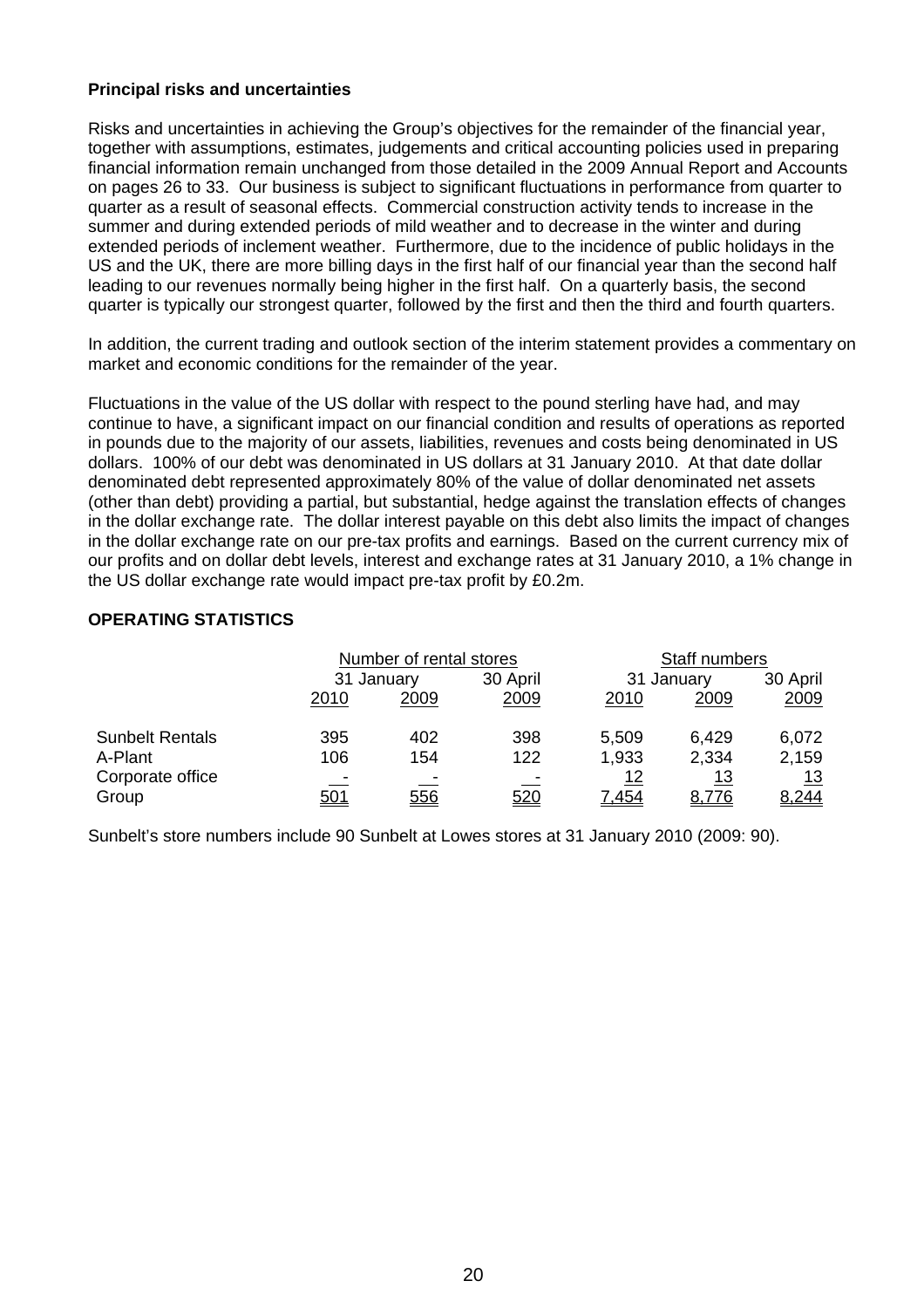**Principal risks and uncertainties**

Risks and uncertainties in achieving the Group's objectives for the remainder of the financial year, together with assumptions, estimates, judgements and critical accounting policies used in preparing financial information remain unchanged from those detailed in the 2009 Annual Report and Accounts on pages 26 to 33. Our business is subject to significant fluctuations in performance from quarter to quarter as a result of seasonal effects. Commercial construction activity tends to increase in the summer and during extended periods of mild weather and to decrease in the winter and during extended periods of inclement weather. Furthermore, due to the incidence of public holidays in the US and the UK, there are more billing days in the first half of our financial year than the second half leading to our revenues normally being higher in the first half. On a quarterly basis, the second quarter is typically our strongest quarter, followed by the first and then the third and fourth quarters.

In addition, the current trading and outlook section of the interim statement provides a commentary on market and economic conditions for the remainder of the year.

Fluctuations in the value of the US dollar with respect to the pound sterling have had, and may continue to have, a significant impact on our financial condition and results of operations as reported in pounds due to the majority of our assets, liabilities, revenues and costs being denominated in US dollars. 100% of our debt was denominated in US dollars at 31 January 2010. At that date dollar denominated debt represented approximately 80% of the value of dollar denominated net assets (other than debt) providing a partial, but substantial, hedge against the translation effects of changes in the dollar exchange rate. The dollar interest payable on this debt also limits the impact of changes in the dollar exchange rate on our pre-tax profits and earnings. Based on the current currency mix of our profits and on dollar debt levels, interest and exchange rates at 31 January 2010, a 1% change in the US dollar exchange rate would impact pre-tax profit by £0.2m.

**OPERATING STATISTICS**

| | Number of rental stores | | | Staff numbers | | |
|---|---|---|---|---|---|---|
| | 31 January | | 30 April | 31 January | | 30 April |
| | 2010 | 2009 | 2009 | 2010 | 2009 | 2009 |
| Sunbelt Rentals | 395 | 402 | 398 | 5,509 | 6,429 | 6,072 |
| A-Plant | 106 | 154 | 122 | 1,933 | 2,334 | 2,159 |
| Corporate office | - | - | - | 12 | 13 | 13 |
| Group | 501 | 556 | 520 | 7,454 | 8,776 | 8,244 |

Sunbelt's store numbers include 90 Sunbelt at Lowes stores at 31 January 2010 (2009: 90).